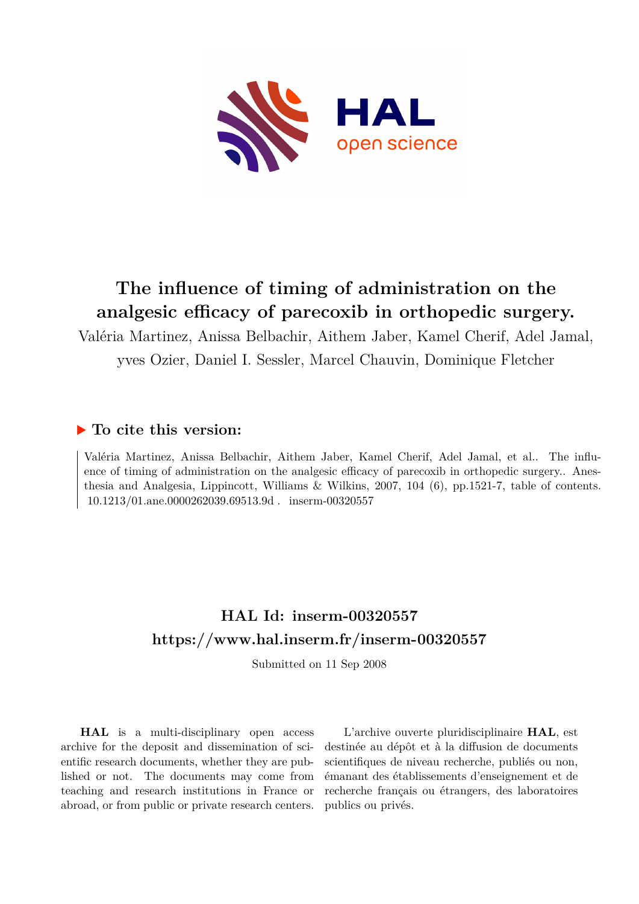# The influence of timing of administration on the analgesic efficacy of parecoxib in orthopedic surgery.

Valéria Martinez, Anissa Belbachir, Aithem Jaber, Kamel Cherif, Adel Jamal, yves Ozier, Daniel I. Sessler, Marcel Chauvin, Dominique Fletcher

## ▶ To cite this version:

Valéria Martinez, Anissa Belbachir, Aithem Jaber, Kamel Cherif, Adel Jamal, et al.. The influence of timing of administration on the analgesic efficacy of parecoxib in orthopedic surgery.. Anesthesia and Analgesia, Lippincott, Williams & Wilkins, 2007, 104 (6), pp.1521-7, table of contents. 10.1213/01.ane.0000262039.69513.9d . inserm-00320557

## HAL Id: inserm-00320557
## https://www.hal.inserm.fr/inserm-00320557

Submitted on 11 Sep 2008

**HAL** is a multi-disciplinary open access archive for the deposit and dissemination of scientific research documents, whether they are published or not. The documents may come from teaching and research institutions in France or abroad, or from public or private research centers.

L'archive ouverte pluridisciplinaire **HAL**, est destinée au dépôt et à la diffusion de documents scientifiques de niveau recherche, publiés ou non, émanant des établissements d'enseignement et de recherche français ou étrangers, des laboratoires publics ou privés.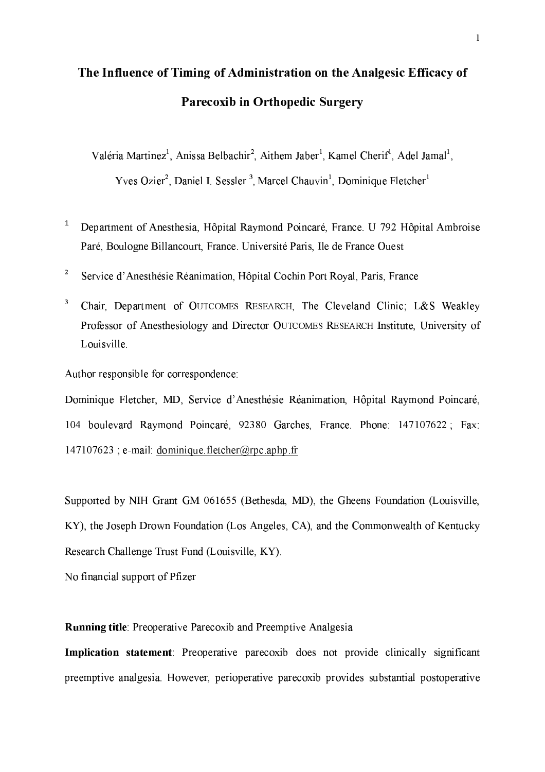# The Influence of Timing of Administration on the Analgesic Efficacy of Parecoxib in Orthopedic Surgery

Valéria Martinez[1], Anissa Belbachir[2], Aithem Jaber[1], Kamel Cherif[1], Adel Jamal[1], Yves Ozier[2], Daniel I. Sessler [3], Marcel Chauvin[1], Dominique Fletcher[1]

[1] Department of Anesthesia, Hôpital Raymond Poincaré, France. U 792 Hôpital Ambroise Paré, Boulogne Billancourt, France. Université Paris, Ile de France Ouest

[2] Service d'Anesthésie Réanimation, Hôpital Cochin Port Royal, Paris, France

[3] Chair, Department of OUTCOMES RESEARCH, The Cleveland Clinic; L&S Weakley Professor of Anesthesiology and Director OUTCOMES RESEARCH Institute, University of Louisville.

Author responsible for correspondence:

Dominique Fletcher, MD, Service d'Anesthésie Réanimation, Hôpital Raymond Poincaré, 104 boulevard Raymond Poincaré, 92380 Garches, France. Phone: 147107622 ; Fax: 147107623 ; e-mail: dominique.fletcher@rpc.aphp.fr

Supported by NIH Grant GM 061655 (Bethesda, MD), the Gheens Foundation (Louisville, KY), the Joseph Drown Foundation (Los Angeles, CA), and the Commonwealth of Kentucky Research Challenge Trust Fund (Louisville, KY).

No financial support of Pfizer

**Running title**: Preoperative Parecoxib and Preemptive Analgesia

**Implication statement**: Preoperative parecoxib does not provide clinically significant preemptive analgesia. However, perioperative parecoxib provides substantial postoperative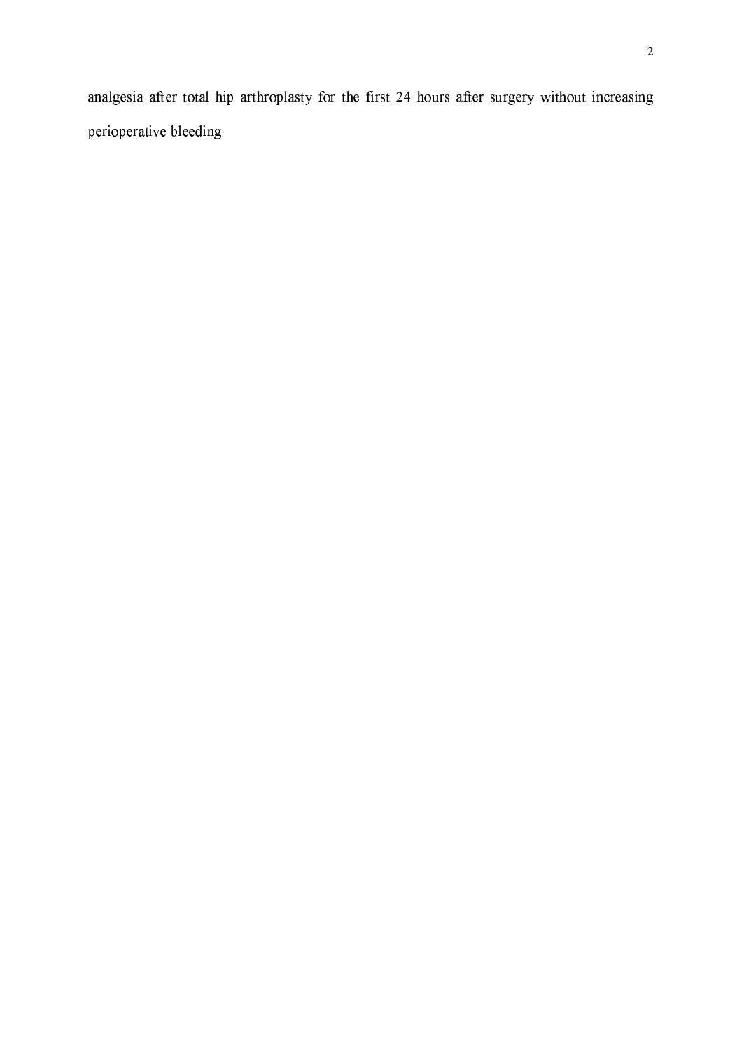analgesia after total hip arthroplasty for the first 24 hours after surgery without increasing perioperative bleeding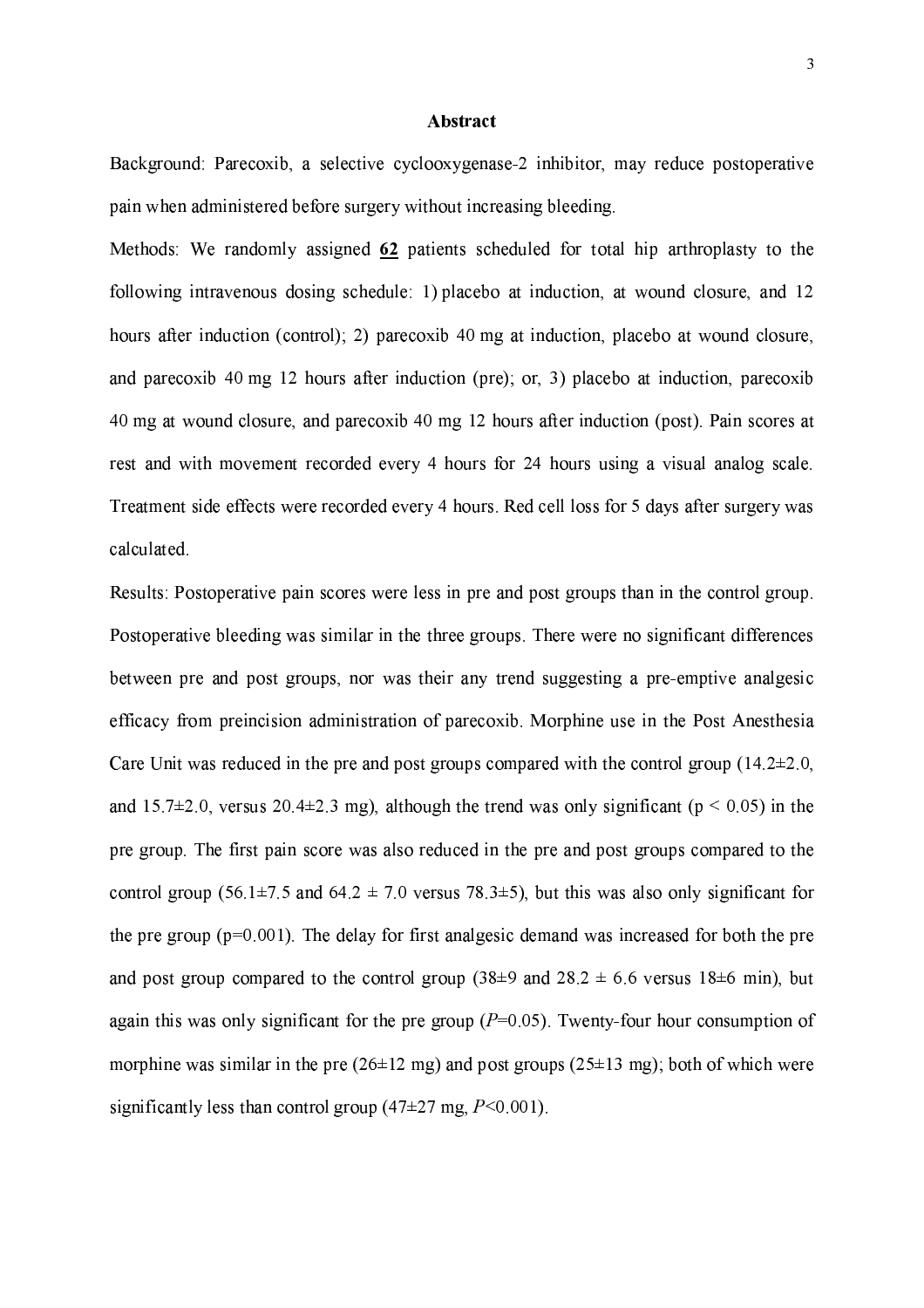## Abstract

Background: Parecoxib, a selective cyclooxygenase-2 inhibitor, may reduce postoperative pain when administered before surgery without increasing bleeding.

Methods: We randomly assigned **62** patients scheduled for total hip arthroplasty to the following intravenous dosing schedule: 1) placebo at induction, at wound closure, and 12 hours after induction (control); 2) parecoxib 40 mg at induction, placebo at wound closure, and parecoxib 40 mg 12 hours after induction (pre); or, 3) placebo at induction, parecoxib 40 mg at wound closure, and parecoxib 40 mg 12 hours after induction (post). Pain scores at rest and with movement recorded every 4 hours for 24 hours using a visual analog scale. Treatment side effects were recorded every 4 hours. Red cell loss for 5 days after surgery was calculated.

Results: Postoperative pain scores were less in pre and post groups than in the control group. Postoperative bleeding was similar in the three groups. There were no significant differences between pre and post groups, nor was their any trend suggesting a pre-emptive analgesic efficacy from preincision administration of parecoxib. Morphine use in the Post Anesthesia Care Unit was reduced in the pre and post groups compared with the control group (14.2±2.0, and 15.7±2.0, versus 20.4±2.3 mg), although the trend was only significant ($p < 0.05$) in the pre group. The first pain score was also reduced in the pre and post groups compared to the control group (56.1±7.5 and 64.2 ± 7.0 versus 78.3±5), but this was also only significant for the pre group (p=0.001). The delay for first analgesic demand was increased for both the pre and post group compared to the control group (38±9 and 28.2 ± 6.6 versus 18±6 min), but again this was only significant for the pre group (*P*=0.05). Twenty-four hour consumption of morphine was similar in the pre (26±12 mg) and post groups (25±13 mg); both of which were significantly less than control group (47±27 mg, *P*<0.001).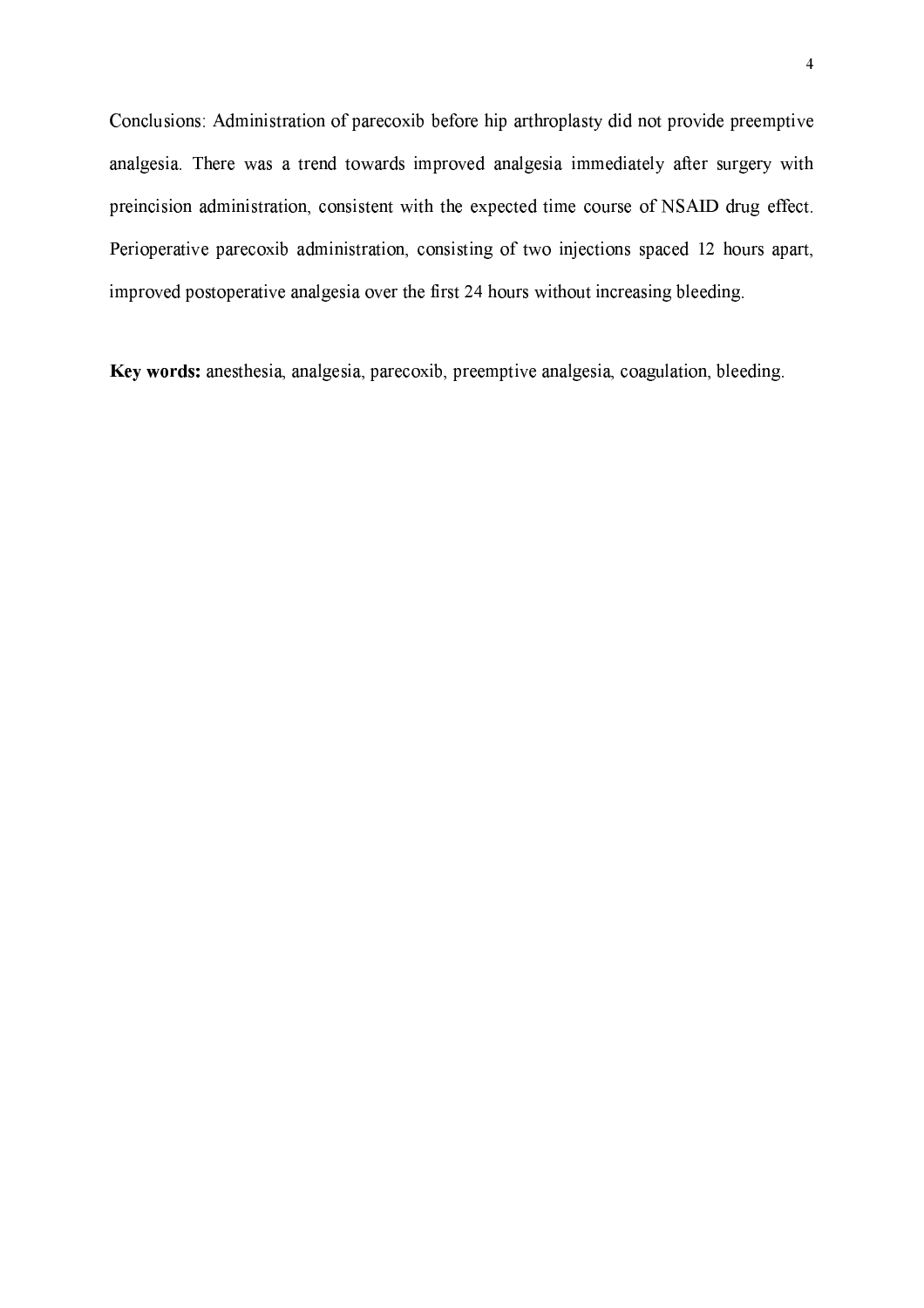Conclusions: Administration of parecoxib before hip arthroplasty did not provide preemptive analgesia. There was a trend towards improved analgesia immediately after surgery with preincision administration, consistent with the expected time course of NSAID drug effect. Perioperative parecoxib administration, consisting of two injections spaced 12 hours apart, improved postoperative analgesia over the first 24 hours without increasing bleeding.

**Key words:** anesthesia, analgesia, parecoxib, preemptive analgesia, coagulation, bleeding.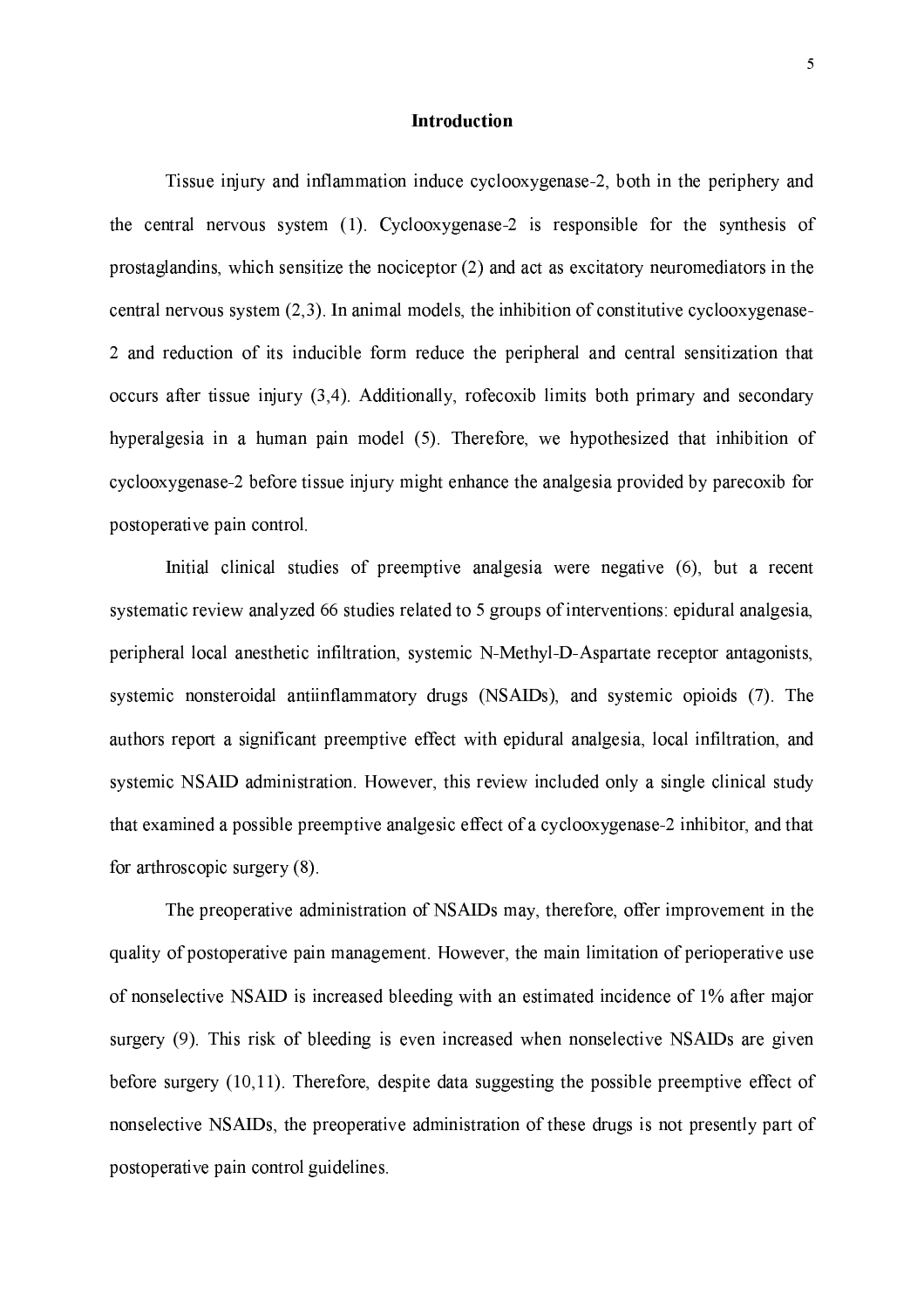## Introduction

Tissue injury and inflammation induce cyclooxygenase-2, both in the periphery and the central nervous system (1). Cyclooxygenase-2 is responsible for the synthesis of prostaglandins, which sensitize the nociceptor (2) and act as excitatory neuromediators in the central nervous system (2,3). In animal models, the inhibition of constitutive cyclooxygenase-2 and reduction of its inducible form reduce the peripheral and central sensitization that occurs after tissue injury (3,4). Additionally, rofecoxib limits both primary and secondary hyperalgesia in a human pain model (5). Therefore, we hypothesized that inhibition of cyclooxygenase-2 before tissue injury might enhance the analgesia provided by parecoxib for postoperative pain control.

Initial clinical studies of preemptive analgesia were negative (6), but a recent systematic review analyzed 66 studies related to 5 groups of interventions: epidural analgesia, peripheral local anesthetic infiltration, systemic N-Methyl-D-Aspartate receptor antagonists, systemic nonsteroidal antiinflammatory drugs (NSAIDs), and systemic opioids (7). The authors report a significant preemptive effect with epidural analgesia, local infiltration, and systemic NSAID administration. However, this review included only a single clinical study that examined a possible preemptive analgesic effect of a cyclooxygenase-2 inhibitor, and that for arthroscopic surgery (8).

The preoperative administration of NSAIDs may, therefore, offer improvement in the quality of postoperative pain management. However, the main limitation of perioperative use of nonselective NSAID is increased bleeding with an estimated incidence of 1% after major surgery (9). This risk of bleeding is even increased when nonselective NSAIDs are given before surgery (10,11). Therefore, despite data suggesting the possible preemptive effect of nonselective NSAIDs, the preoperative administration of these drugs is not presently part of postoperative pain control guidelines.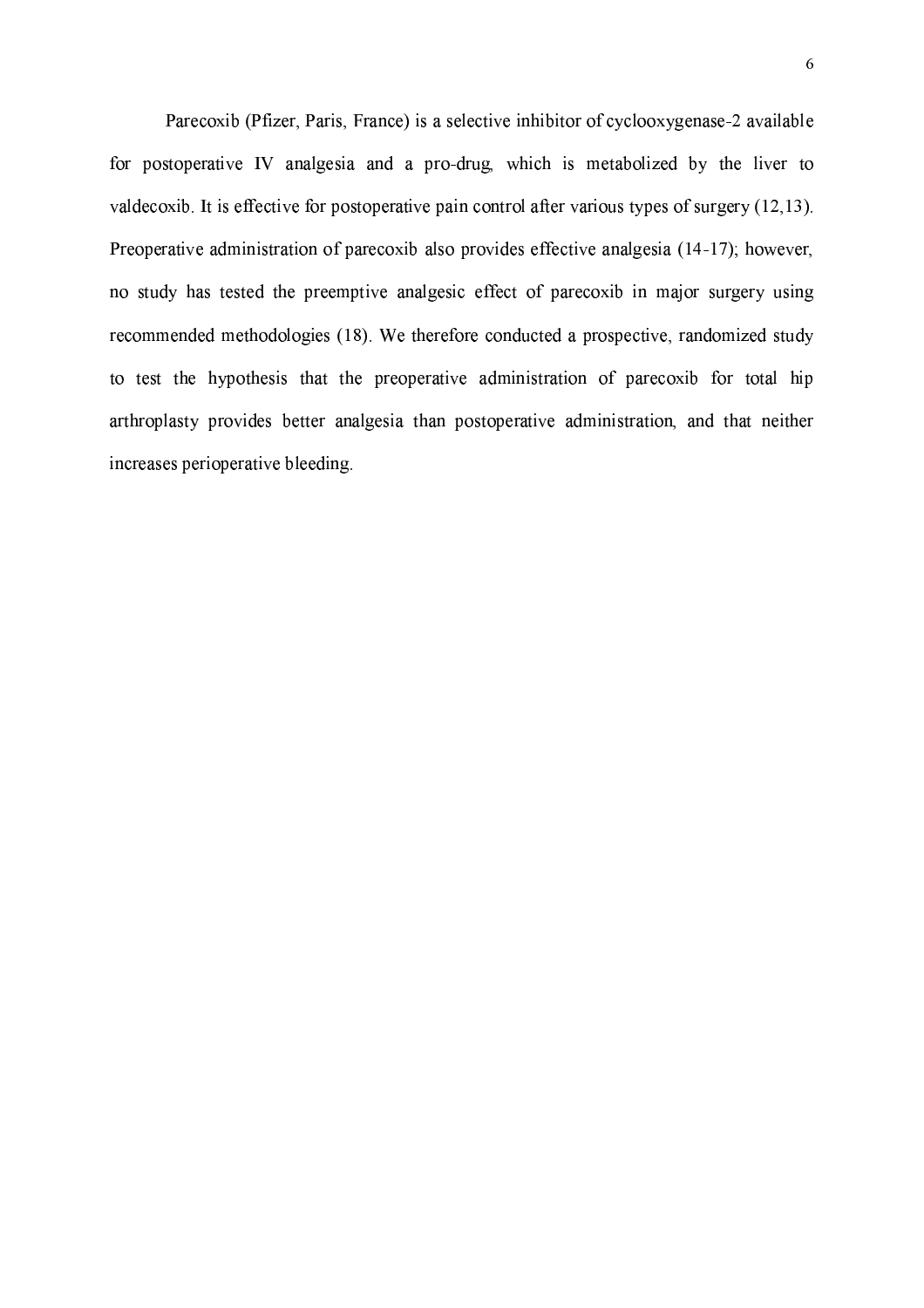Parecoxib (Pfizer, Paris, France) is a selective inhibitor of cyclooxygenase-2 available for postoperative IV analgesia and a pro-drug, which is metabolized by the liver to valdecoxib. It is effective for postoperative pain control after various types of surgery (12,13). Preoperative administration of parecoxib also provides effective analgesia (14-17); however, no study has tested the preemptive analgesic effect of parecoxib in major surgery using recommended methodologies (18). We therefore conducted a prospective, randomized study to test the hypothesis that the preoperative administration of parecoxib for total hip arthroplasty provides better analgesia than postoperative administration, and that neither increases perioperative bleeding.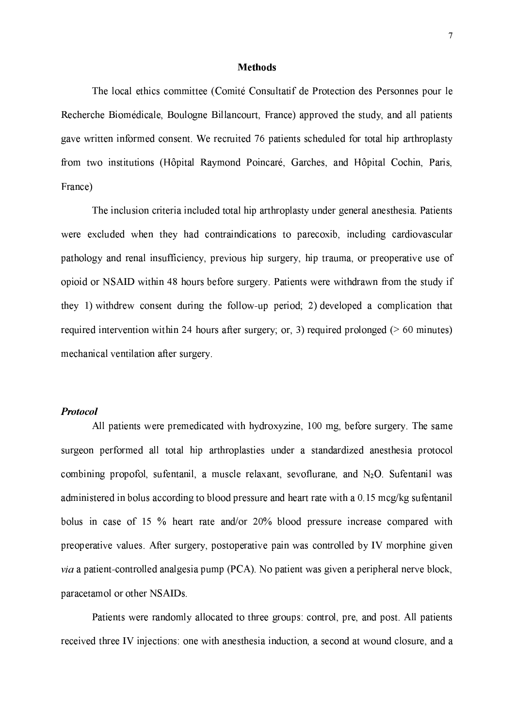## Methods

The local ethics committee (Comité Consultatif de Protection des Personnes pour le Recherche Biomédicale, Boulogne Billancourt, France) approved the study, and all patients gave written informed consent. We recruited 76 patients scheduled for total hip arthroplasty from two institutions (Hôpital Raymond Poincaré, Garches, and Hôpital Cochin, Paris, France)

The inclusion criteria included total hip arthroplasty under general anesthesia. Patients were excluded when they had contraindications to parecoxib, including cardiovascular pathology and renal insufficiency, previous hip surgery, hip trauma, or preoperative use of opioid or NSAID within 48 hours before surgery. Patients were withdrawn from the study if they 1) withdrew consent during the follow-up period; 2) developed a complication that required intervention within 24 hours after surgery; or, 3) required prolonged (> 60 minutes) mechanical ventilation after surgery.

### *Protocol*

All patients were premedicated with hydroxyzine, 100 mg, before surgery. The same surgeon performed all total hip arthroplasties under a standardized anesthesia protocol combining propofol, sufentanil, a muscle relaxant, sevoflurane, and $N_2O$. Sufentanil was administered in bolus according to blood pressure and heart rate with a 0.15 mcg/kg sufentanil bolus in case of 15 % heart rate and/or 20% blood pressure increase compared with preoperative values. After surgery, postoperative pain was controlled by IV morphine given *via* a patient-controlled analgesia pump (PCA). No patient was given a peripheral nerve block, paracetamol or other NSAIDs.

Patients were randomly allocated to three groups: control, pre, and post. All patients received three IV injections: one with anesthesia induction, a second at wound closure, and a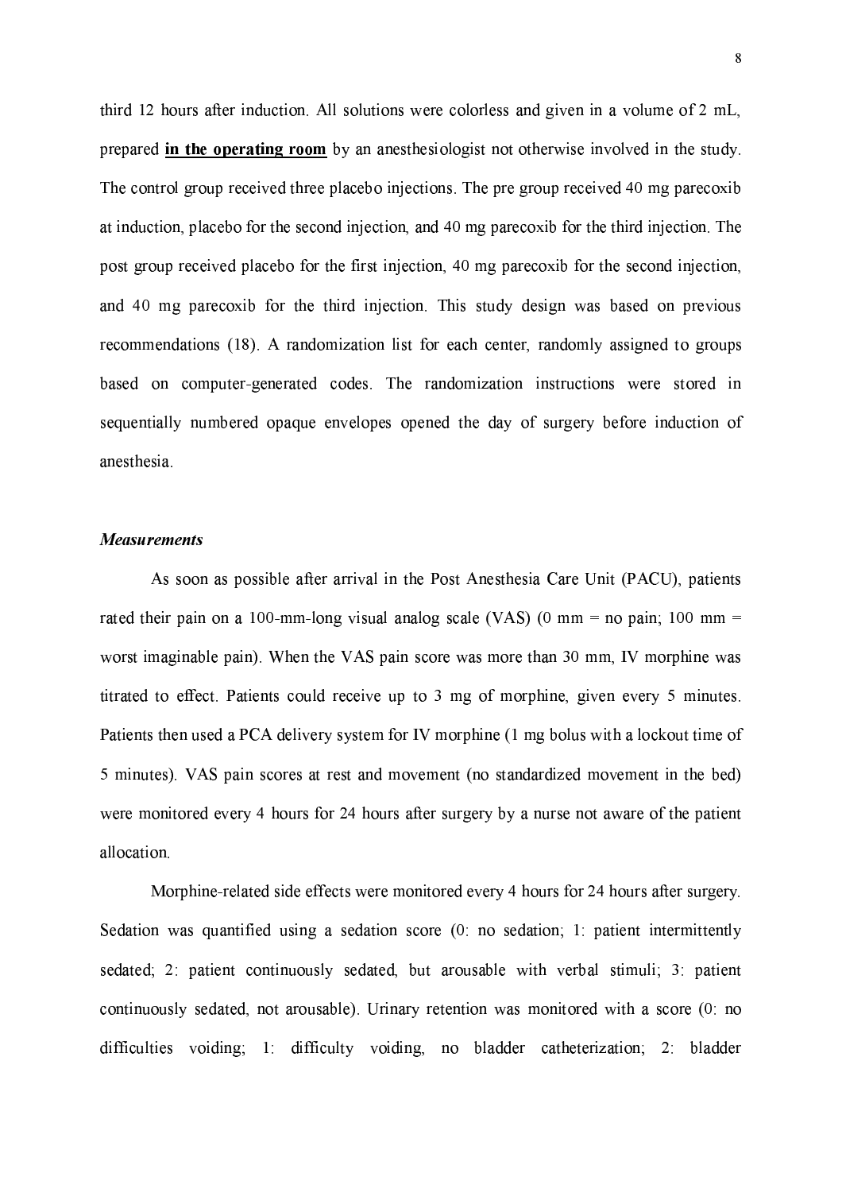third 12 hours after induction. All solutions were colorless and given in a volume of 2 mL, prepared **in the operating room** by an anesthesiologist not otherwise involved in the study. The control group received three placebo injections. The pre group received 40 mg parecoxib at induction, placebo for the second injection, and 40 mg parecoxib for the third injection. The post group received placebo for the first injection, 40 mg parecoxib for the second injection, and 40 mg parecoxib for the third injection. This study design was based on previous recommendations (18). A randomization list for each center, randomly assigned to groups based on computer-generated codes. The randomization instructions were stored in sequentially numbered opaque envelopes opened the day of surgery before induction of anesthesia.

***Measurements***

As soon as possible after arrival in the Post Anesthesia Care Unit (PACU), patients rated their pain on a 100-mm-long visual analog scale (VAS) (0 mm = no pain; 100 mm = worst imaginable pain). When the VAS pain score was more than 30 mm, IV morphine was titrated to effect. Patients could receive up to 3 mg of morphine, given every 5 minutes. Patients then used a PCA delivery system for IV morphine (1 mg bolus with a lockout time of 5 minutes). VAS pain scores at rest and movement (no standardized movement in the bed) were monitored every 4 hours for 24 hours after surgery by a nurse not aware of the patient allocation.

Morphine-related side effects were monitored every 4 hours for 24 hours after surgery. Sedation was quantified using a sedation score (0: no sedation; 1: patient intermittently sedated; 2: patient continuously sedated, but arousable with verbal stimuli; 3: patient continuously sedated, not arousable). Urinary retention was monitored with a score (0: no difficulties voiding; 1: difficulty voiding, no bladder catheterization; 2: bladder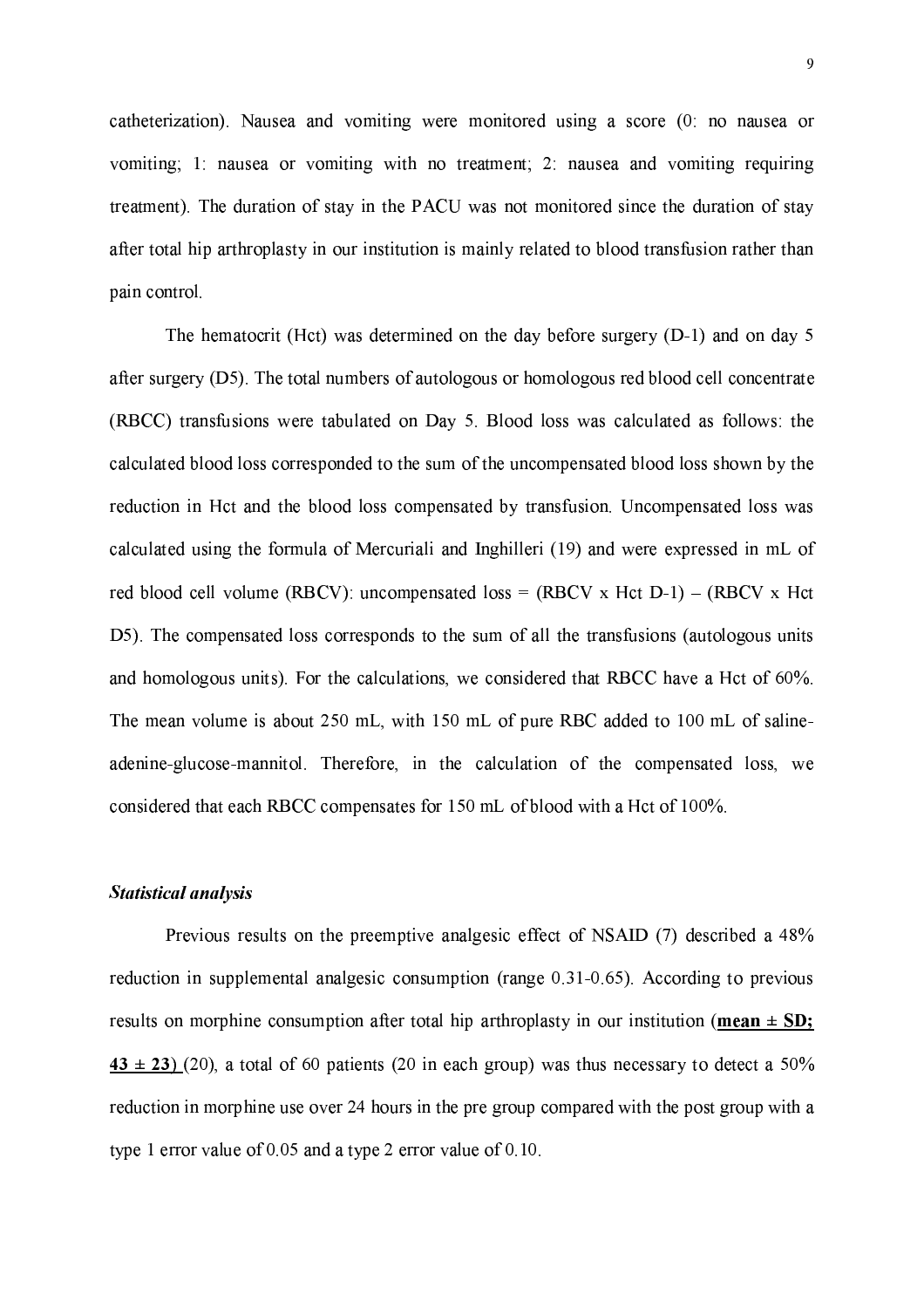catheterization). Nausea and vomiting were monitored using a score (0: no nausea or vomiting; 1: nausea or vomiting with no treatment; 2: nausea and vomiting requiring treatment). The duration of stay in the PACU was not monitored since the duration of stay after total hip arthroplasty in our institution is mainly related to blood transfusion rather than pain control.

The hematocrit (Hct) was determined on the day before surgery (D-1) and on day 5 after surgery (D5). The total numbers of autologous or homologous red blood cell concentrate (RBCC) transfusions were tabulated on Day 5. Blood loss was calculated as follows: the calculated blood loss corresponded to the sum of the uncompensated blood loss shown by the reduction in Hct and the blood loss compensated by transfusion. Uncompensated loss was calculated using the formula of Mercuriali and Inghilleri (19) and were expressed in mL of red blood cell volume (RBCV): uncompensated loss = (RBCV x Hct D-1) – (RBCV x Hct D5). The compensated loss corresponds to the sum of all the transfusions (autologous units and homologous units). For the calculations, we considered that RBCC have a Hct of 60%. The mean volume is about 250 mL, with 150 mL of pure RBC added to 100 mL of saline-adenine-glucose-mannitol. Therefore, in the calculation of the compensated loss, we considered that each RBCC compensates for 150 mL of blood with a Hct of 100%.

### *Statistical analysis*

Previous results on the preemptive analgesic effect of NSAID (7) described a 48% reduction in supplemental analgesic consumption (range 0.31-0.65). According to previous results on morphine consumption after total hip arthroplasty in our institution (**mean ± SD; 43 ± 23)** (20), a total of 60 patients (20 in each group) was thus necessary to detect a 50% reduction in morphine use over 24 hours in the pre group compared with the post group with a type 1 error value of 0.05 and a type 2 error value of 0.10.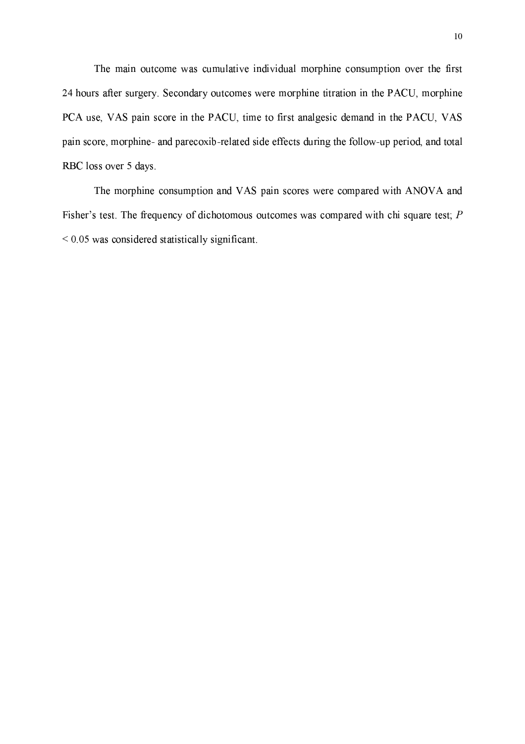The main outcome was cumulative individual morphine consumption over the first 24 hours after surgery. Secondary outcomes were morphine titration in the PACU, morphine PCA use, VAS pain score in the PACU, time to first analgesic demand in the PACU, VAS pain score, morphine- and parecoxib-related side effects during the follow-up period, and total RBC loss over 5 days.

The morphine consumption and VAS pain scores were compared with ANOVA and Fisher's test. The frequency of dichotomous outcomes was compared with chi square test; $P < 0.05$ was considered statistically significant.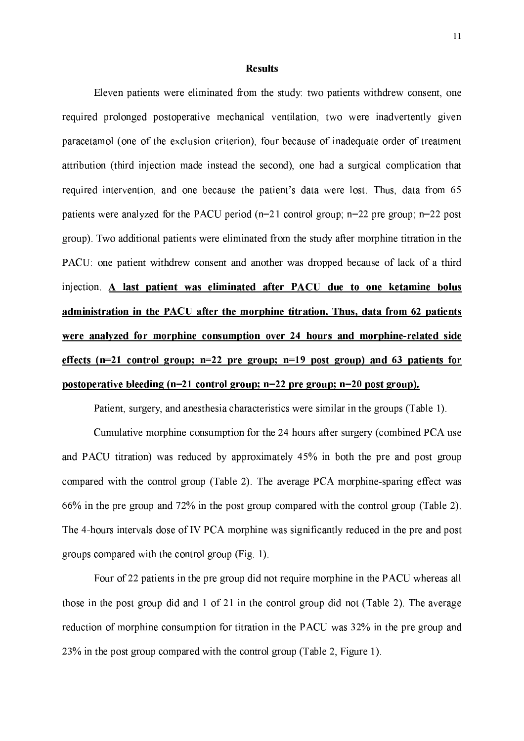## Results

Eleven patients were eliminated from the study: two patients withdrew consent, one required prolonged postoperative mechanical ventilation, two were inadvertently given paracetamol (one of the exclusion criterion), four because of inadequate order of treatment attribution (third injection made instead the second), one had a surgical complication that required intervention, and one because the patient's data were lost. Thus, data from 65 patients were analyzed for the PACU period (n=21 control group; n=22 pre group; n=22 post group). Two additional patients were eliminated from the study after morphine titration in the PACU: one patient withdrew consent and another was dropped because of lack of a third injection. **A last patient was eliminated after PACU due to one ketamine bolus administration in the PACU after the morphine titration. Thus, data from 62 patients were analyzed for morphine consumption over 24 hours and morphine-related side effects (n=21 control group; n=22 pre group; n=19 post group) and 63 patients for postoperative bleeding (n=21 control group; n=22 pre group; n=20 post group).**

Patient, surgery, and anesthesia characteristics were similar in the groups (Table 1).

Cumulative morphine consumption for the 24 hours after surgery (combined PCA use and PACU titration) was reduced by approximately 45% in both the pre and post group compared with the control group (Table 2). The average PCA morphine-sparing effect was 66% in the pre group and 72% in the post group compared with the control group (Table 2). The 4-hours intervals dose of IV PCA morphine was significantly reduced in the pre and post groups compared with the control group (Fig. 1).

Four of 22 patients in the pre group did not require morphine in the PACU whereas all those in the post group did and 1 of 21 in the control group did not (Table 2). The average reduction of morphine consumption for titration in the PACU was 32% in the pre group and 23% in the post group compared with the control group (Table 2, Figure 1).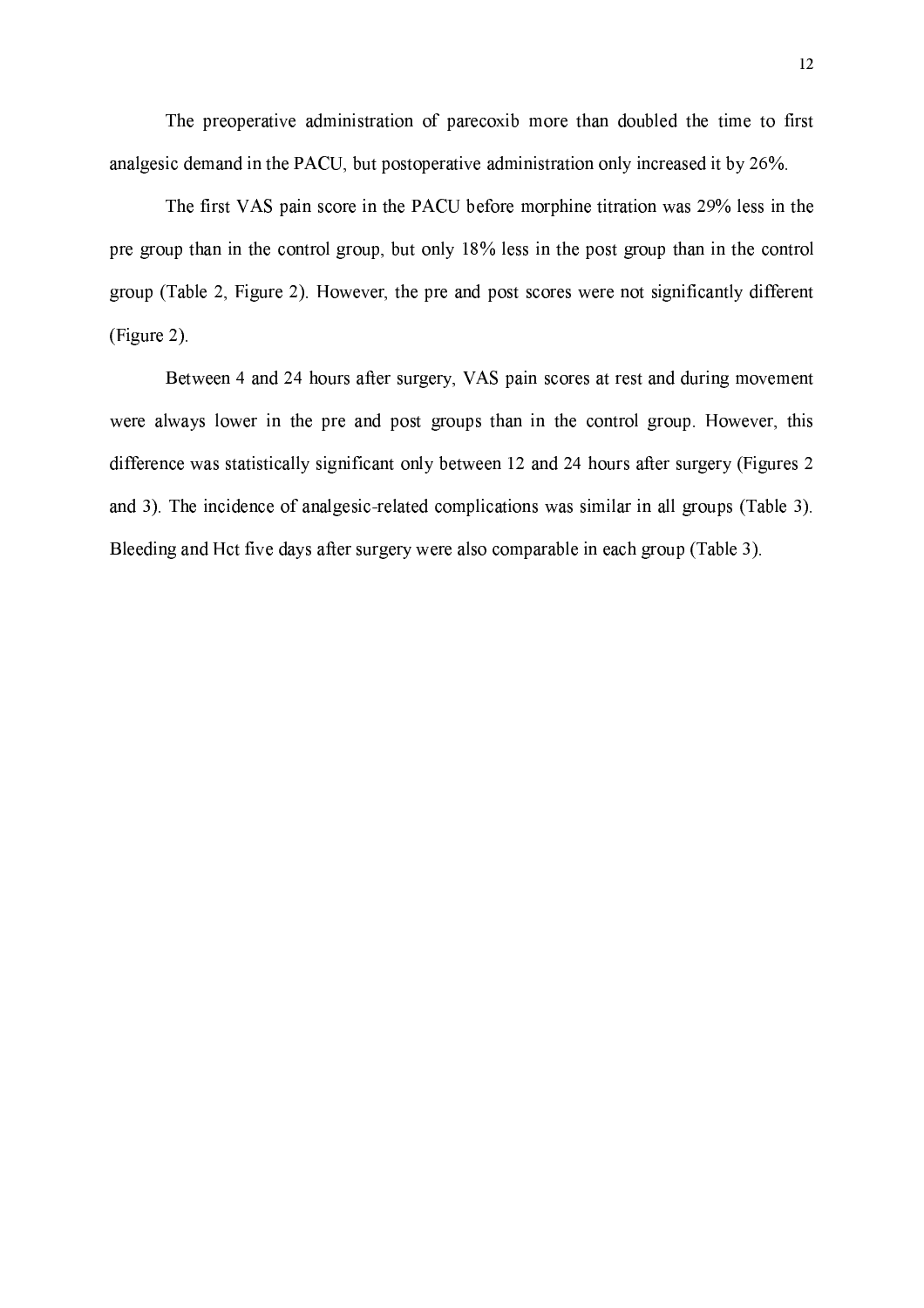The preoperative administration of parecoxib more than doubled the time to first analgesic demand in the PACU, but postoperative administration only increased it by 26%.

The first VAS pain score in the PACU before morphine titration was 29% less in the pre group than in the control group, but only 18% less in the post group than in the control group (Table 2, Figure 2). However, the pre and post scores were not significantly different (Figure 2).

Between 4 and 24 hours after surgery, VAS pain scores at rest and during movement were always lower in the pre and post groups than in the control group. However, this difference was statistically significant only between 12 and 24 hours after surgery (Figures 2 and 3). The incidence of analgesic-related complications was similar in all groups (Table 3). Bleeding and Hct five days after surgery were also comparable in each group (Table 3).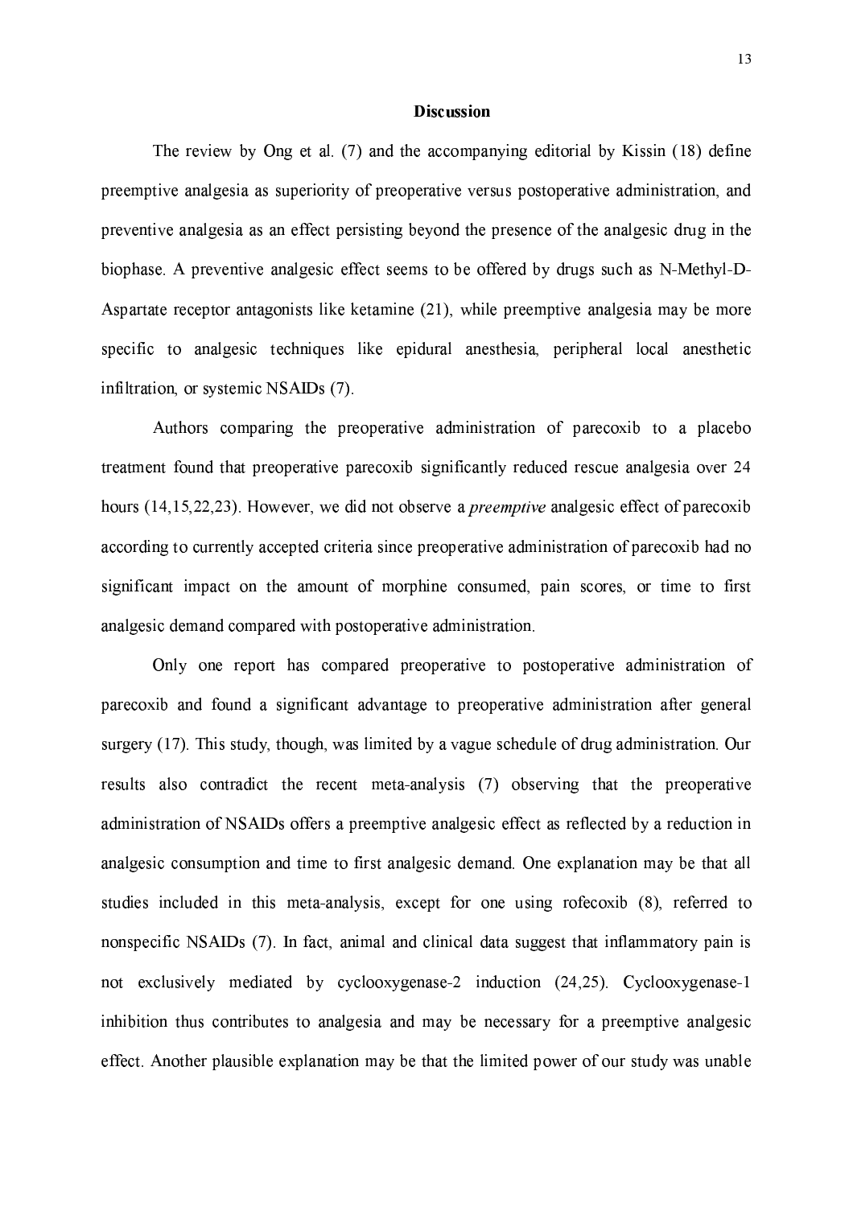## Discussion

The review by Ong et al. (7) and the accompanying editorial by Kissin (18) define preemptive analgesia as superiority of preoperative versus postoperative administration, and preventive analgesia as an effect persisting beyond the presence of the analgesic drug in the biophase. A preventive analgesic effect seems to be offered by drugs such as N-Methyl-D-Aspartate receptor antagonists like ketamine (21), while preemptive analgesia may be more specific to analgesic techniques like epidural anesthesia, peripheral local anesthetic infiltration, or systemic NSAIDs (7).

Authors comparing the preoperative administration of parecoxib to a placebo treatment found that preoperative parecoxib significantly reduced rescue analgesia over 24 hours (14,15,22,23). However, we did not observe a *preemptive* analgesic effect of parecoxib according to currently accepted criteria since preoperative administration of parecoxib had no significant impact on the amount of morphine consumed, pain scores, or time to first analgesic demand compared with postoperative administration.

Only one report has compared preoperative to postoperative administration of parecoxib and found a significant advantage to preoperative administration after general surgery (17). This study, though, was limited by a vague schedule of drug administration. Our results also contradict the recent meta-analysis (7) observing that the preoperative administration of NSAIDs offers a preemptive analgesic effect as reflected by a reduction in analgesic consumption and time to first analgesic demand. One explanation may be that all studies included in this meta-analysis, except for one using rofecoxib (8), referred to nonspecific NSAIDs (7). In fact, animal and clinical data suggest that inflammatory pain is not exclusively mediated by cyclooxygenase-2 induction (24,25). Cyclooxygenase-1 inhibition thus contributes to analgesia and may be necessary for a preemptive analgesic effect. Another plausible explanation may be that the limited power of our study was unable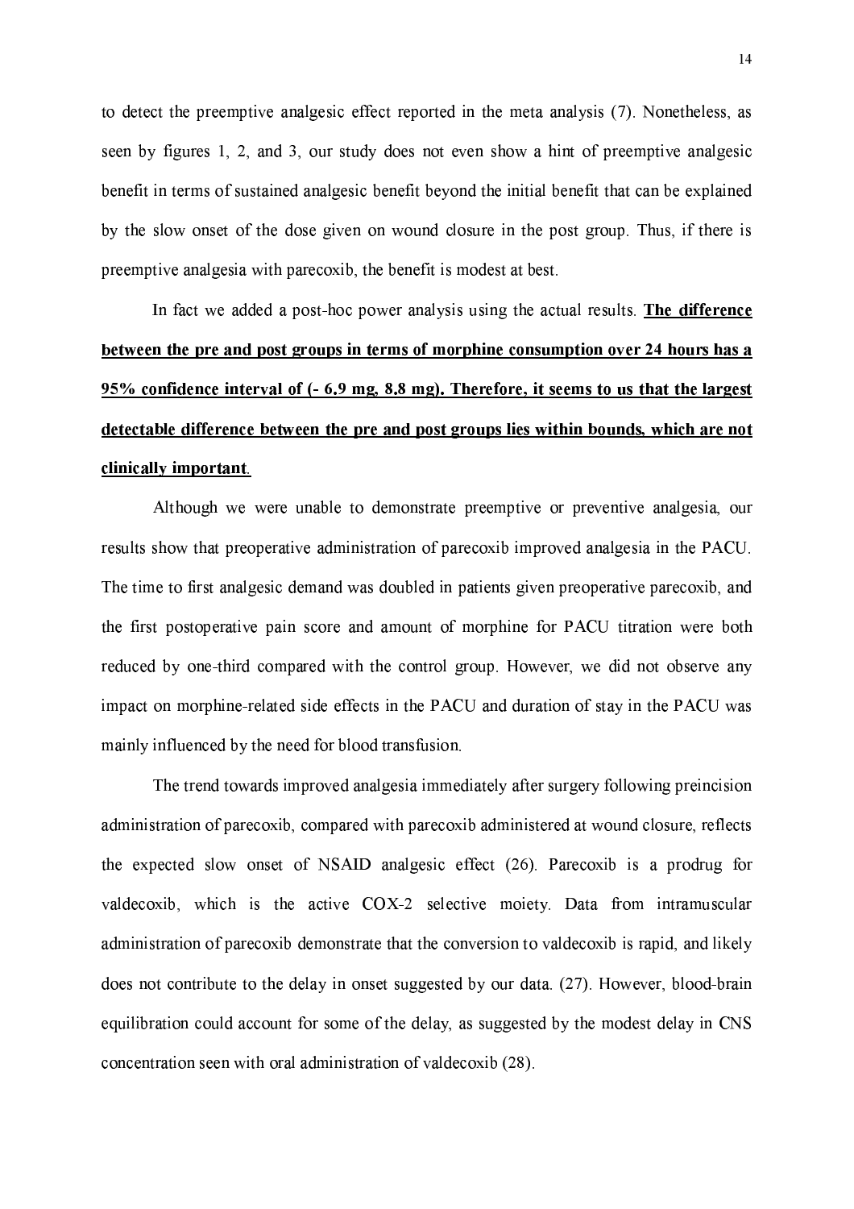to detect the preemptive analgesic effect reported in the meta analysis (7). Nonetheless, as seen by figures 1, 2, and 3, our study does not even show a hint of preemptive analgesic benefit in terms of sustained analgesic benefit beyond the initial benefit that can be explained by the slow onset of the dose given on wound closure in the post group. Thus, if there is preemptive analgesia with parecoxib, the benefit is modest at best.

In fact we added a post-hoc power analysis using the actual results. **The difference between the pre and post groups in terms of morphine consumption over 24 hours has a 95% confidence interval of (- 6.9 mg, 8.8 mg). Therefore, it seems to us that the largest detectable difference between the pre and post groups lies within bounds, which are not clinically important**.

Although we were unable to demonstrate preemptive or preventive analgesia, our results show that preoperative administration of parecoxib improved analgesia in the PACU. The time to first analgesic demand was doubled in patients given preoperative parecoxib, and the first postoperative pain score and amount of morphine for PACU titration were both reduced by one-third compared with the control group. However, we did not observe any impact on morphine-related side effects in the PACU and duration of stay in the PACU was mainly influenced by the need for blood transfusion.

The trend towards improved analgesia immediately after surgery following preincision administration of parecoxib, compared with parecoxib administered at wound closure, reflects the expected slow onset of NSAID analgesic effect (26). Parecoxib is a prodrug for valdecoxib, which is the active COX-2 selective moiety. Data from intramuscular administration of parecoxib demonstrate that the conversion to valdecoxib is rapid, and likely does not contribute to the delay in onset suggested by our data. (27). However, blood-brain equilibration could account for some of the delay, as suggested by the modest delay in CNS concentration seen with oral administration of valdecoxib (28).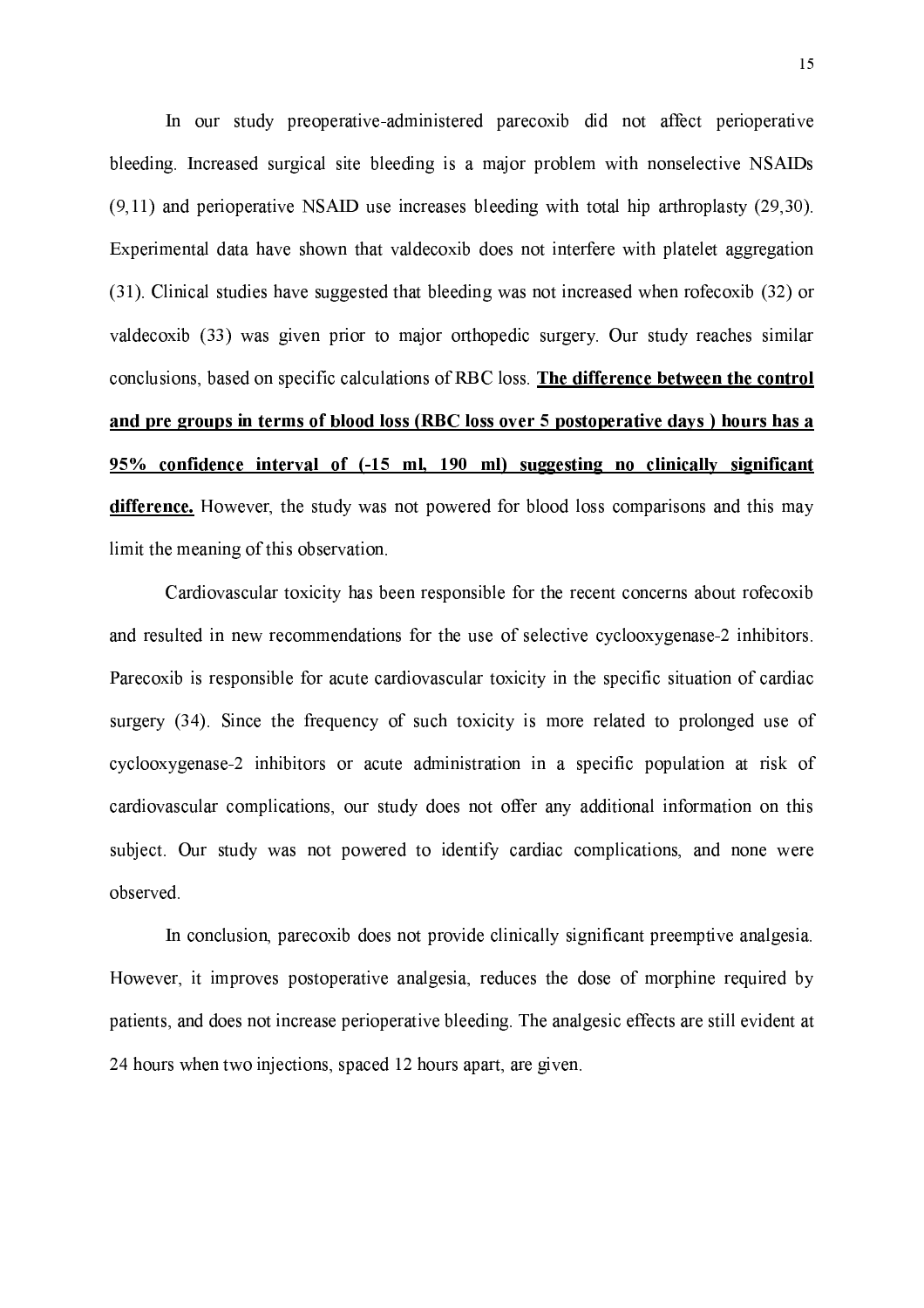In our study preoperative-administered parecoxib did not affect perioperative bleeding. Increased surgical site bleeding is a major problem with nonselective NSAIDs (9,11) and perioperative NSAID use increases bleeding with total hip arthroplasty (29,30). Experimental data have shown that valdecoxib does not interfere with platelet aggregation (31). Clinical studies have suggested that bleeding was not increased when rofecoxib (32) or valdecoxib (33) was given prior to major orthopedic surgery. Our study reaches similar conclusions, based on specific calculations of RBC loss. **The difference between the control and pre groups in terms of blood loss (RBC loss over 5 postoperative days ) hours has a 95% confidence interval of (-15 ml, 190 ml) suggesting no clinically significant difference.** However, the study was not powered for blood loss comparisons and this may limit the meaning of this observation.

Cardiovascular toxicity has been responsible for the recent concerns about rofecoxib and resulted in new recommendations for the use of selective cyclooxygenase-2 inhibitors. Parecoxib is responsible for acute cardiovascular toxicity in the specific situation of cardiac surgery (34). Since the frequency of such toxicity is more related to prolonged use of cyclooxygenase-2 inhibitors or acute administration in a specific population at risk of cardiovascular complications, our study does not offer any additional information on this subject. Our study was not powered to identify cardiac complications, and none were observed.

In conclusion, parecoxib does not provide clinically significant preemptive analgesia. However, it improves postoperative analgesia, reduces the dose of morphine required by patients, and does not increase perioperative bleeding. The analgesic effects are still evident at 24 hours when two injections, spaced 12 hours apart, are given.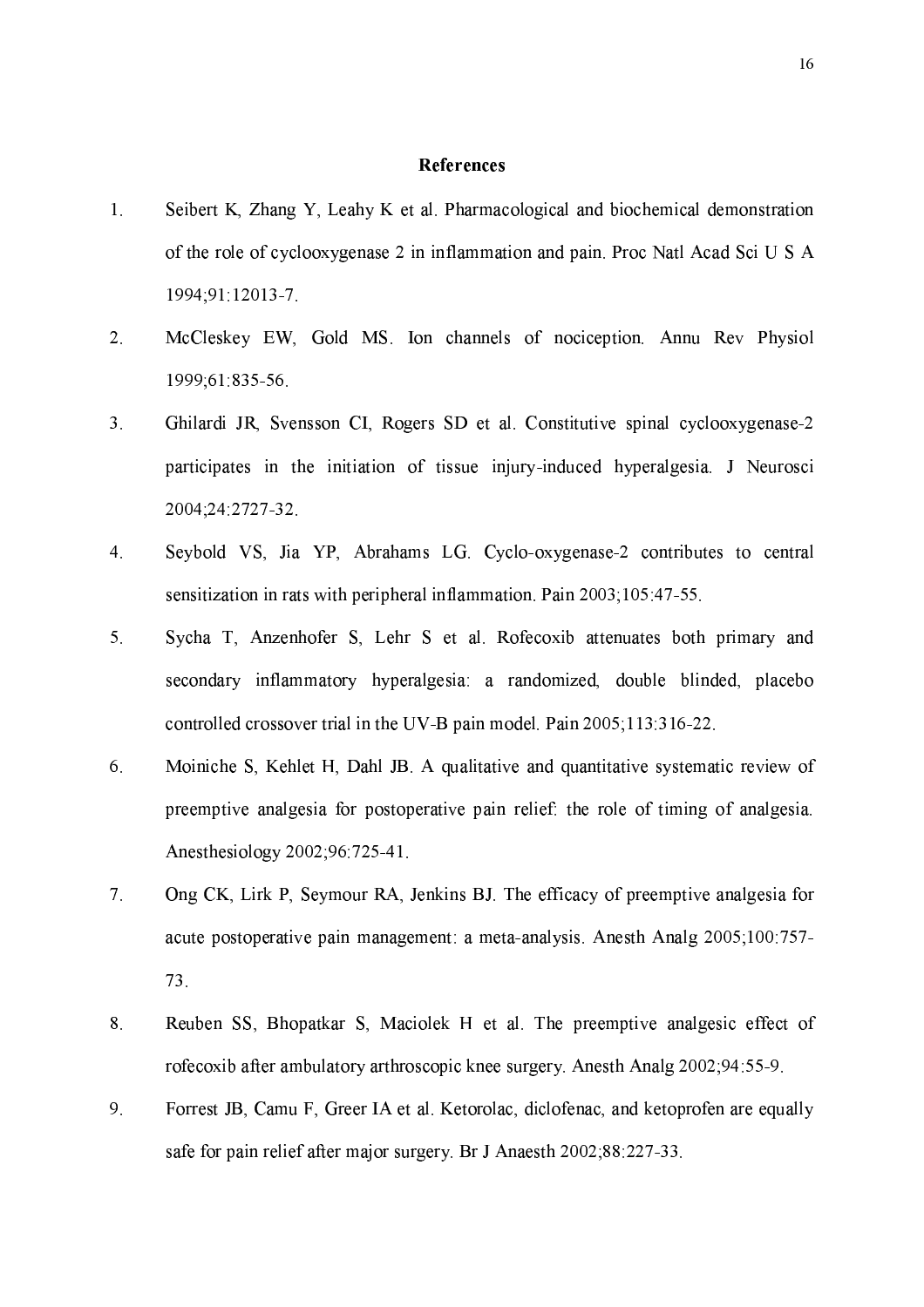## References

1. Seibert K, Zhang Y, Leahy K et al. Pharmacological and biochemical demonstration of the role of cyclooxygenase 2 in inflammation and pain. Proc Natl Acad Sci U S A 1994;91:12013-7.

2. McCleskey EW, Gold MS. Ion channels of nociception. Annu Rev Physiol 1999;61:835-56.

3. Ghilardi JR, Svensson CI, Rogers SD et al. Constitutive spinal cyclooxygenase-2 participates in the initiation of tissue injury-induced hyperalgesia. J Neurosci 2004;24:2727-32.

4. Seybold VS, Jia YP, Abrahams LG. Cyclo-oxygenase-2 contributes to central sensitization in rats with peripheral inflammation. Pain 2003;105:47-55.

5. Sycha T, Anzenhofer S, Lehr S et al. Rofecoxib attenuates both primary and secondary inflammatory hyperalgesia: a randomized, double blinded, placebo controlled crossover trial in the UV-B pain model. Pain 2005;113:316-22.

6. Moiniche S, Kehlet H, Dahl JB. A qualitative and quantitative systematic review of preemptive analgesia for postoperative pain relief: the role of timing of analgesia. Anesthesiology 2002;96:725-41.

7. Ong CK, Lirk P, Seymour RA, Jenkins BJ. The efficacy of preemptive analgesia for acute postoperative pain management: a meta-analysis. Anesth Analg 2005;100:757-73.

8. Reuben SS, Bhopatkar S, Maciolek H et al. The preemptive analgesic effect of rofecoxib after ambulatory arthroscopic knee surgery. Anesth Analg 2002;94:55-9.

9. Forrest JB, Camu F, Greer IA et al. Ketorolac, diclofenac, and ketoprofen are equally safe for pain relief after major surgery. Br J Anaesth 2002;88:227-33.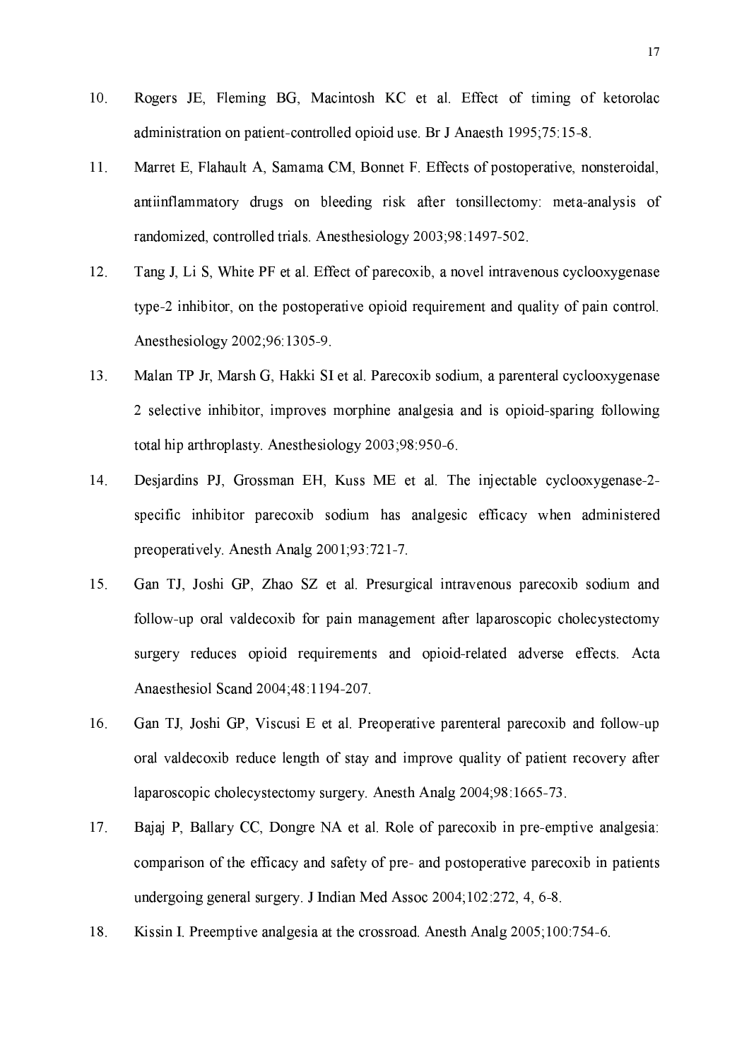10. Rogers JE, Fleming BG, Macintosh KC et al. Effect of timing of ketorolac administration on patient-controlled opioid use. Br J Anaesth 1995;75:15-8.

11. Marret E, Flahault A, Samama CM, Bonnet F. Effects of postoperative, nonsteroidal, antiinflammatory drugs on bleeding risk after tonsillectomy: meta-analysis of randomized, controlled trials. Anesthesiology 2003;98:1497-502.

12. Tang J, Li S, White PF et al. Effect of parecoxib, a novel intravenous cyclooxygenase type-2 inhibitor, on the postoperative opioid requirement and quality of pain control. Anesthesiology 2002;96:1305-9.

13. Malan TP Jr, Marsh G, Hakki SI et al. Parecoxib sodium, a parenteral cyclooxygenase 2 selective inhibitor, improves morphine analgesia and is opioid-sparing following total hip arthroplasty. Anesthesiology 2003;98:950-6.

14. Desjardins PJ, Grossman EH, Kuss ME et al. The injectable cyclooxygenase-2-specific inhibitor parecoxib sodium has analgesic efficacy when administered preoperatively. Anesth Analg 2001;93:721-7.

15. Gan TJ, Joshi GP, Zhao SZ et al. Presurgical intravenous parecoxib sodium and follow-up oral valdecoxib for pain management after laparoscopic cholecystectomy surgery reduces opioid requirements and opioid-related adverse effects. Acta Anaesthesiol Scand 2004;48:1194-207.

16. Gan TJ, Joshi GP, Viscusi E et al. Preoperative parenteral parecoxib and follow-up oral valdecoxib reduce length of stay and improve quality of patient recovery after laparoscopic cholecystectomy surgery. Anesth Analg 2004;98:1665-73.

17. Bajaj P, Ballary CC, Dongre NA et al. Role of parecoxib in pre-emptive analgesia: comparison of the efficacy and safety of pre- and postoperative parecoxib in patients undergoing general surgery. J Indian Med Assoc 2004;102:272, 4, 6-8.

18. Kissin I. Preemptive analgesia at the crossroad. Anesth Analg 2005;100:754-6.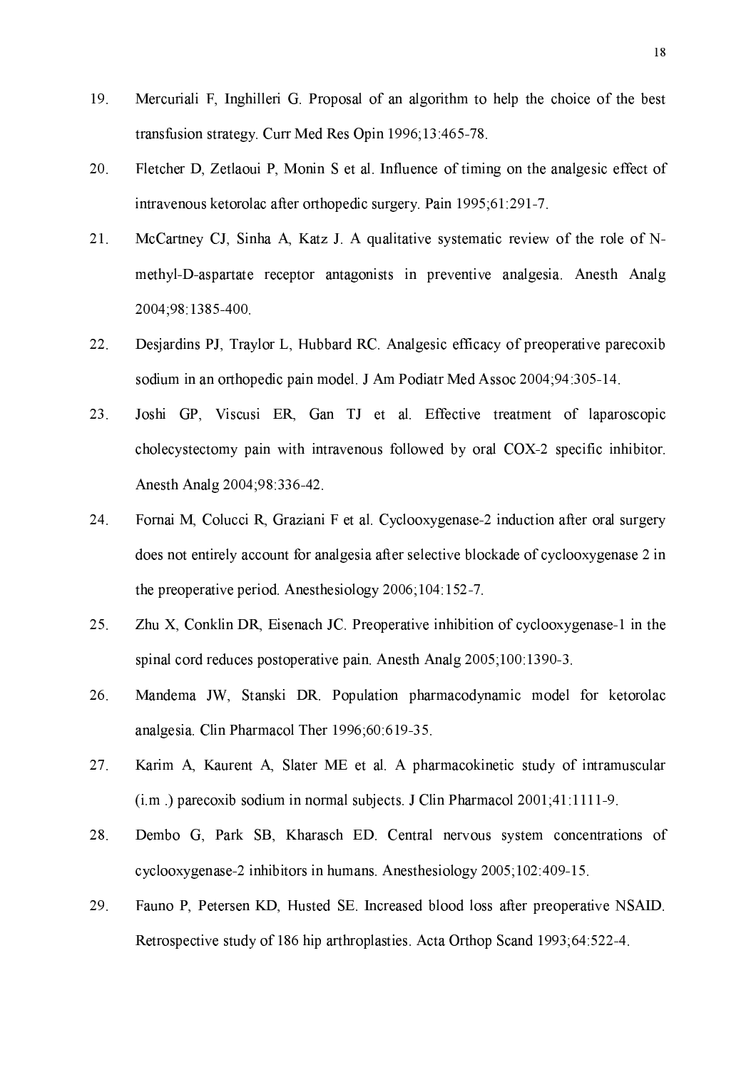19. Mercuriali F, Inghilleri G. Proposal of an algorithm to help the choice of the best transfusion strategy. Curr Med Res Opin 1996;13:465-78.
20. Fletcher D, Zetlaoui P, Monin S et al. Influence of timing on the analgesic effect of intravenous ketorolac after orthopedic surgery. Pain 1995;61:291-7.
21. McCartney CJ, Sinha A, Katz J. A qualitative systematic review of the role of N-methyl-D-aspartate receptor antagonists in preventive analgesia. Anesth Analg 2004;98:1385-400.
22. Desjardins PJ, Traylor L, Hubbard RC. Analgesic efficacy of preoperative parecoxib sodium in an orthopedic pain model. J Am Podiatr Med Assoc 2004;94:305-14.
23. Joshi GP, Viscusi ER, Gan TJ et al. Effective treatment of laparoscopic cholecystectomy pain with intravenous followed by oral COX-2 specific inhibitor. Anesth Analg 2004;98:336-42.
24. Fornai M, Colucci R, Graziani F et al. Cyclooxygenase-2 induction after oral surgery does not entirely account for analgesia after selective blockade of cyclooxygenase 2 in the preoperative period. Anesthesiology 2006;104:152-7.
25. Zhu X, Conklin DR, Eisenach JC. Preoperative inhibition of cyclooxygenase-1 in the spinal cord reduces postoperative pain. Anesth Analg 2005;100:1390-3.
26. Mandema JW, Stanski DR. Population pharmacodynamic model for ketorolac analgesia. Clin Pharmacol Ther 1996;60:619-35.
27. Karim A, Kaurent A, Slater ME et al. A pharmacokinetic study of intramuscular (i.m .) parecoxib sodium in normal subjects. J Clin Pharmacol 2001;41:1111-9.
28. Dembo G, Park SB, Kharasch ED. Central nervous system concentrations of cyclooxygenase-2 inhibitors in humans. Anesthesiology 2005;102:409-15.
29. Fauno P, Petersen KD, Husted SE. Increased blood loss after preoperative NSAID. Retrospective study of 186 hip arthroplasties. Acta Orthop Scand 1993;64:522-4.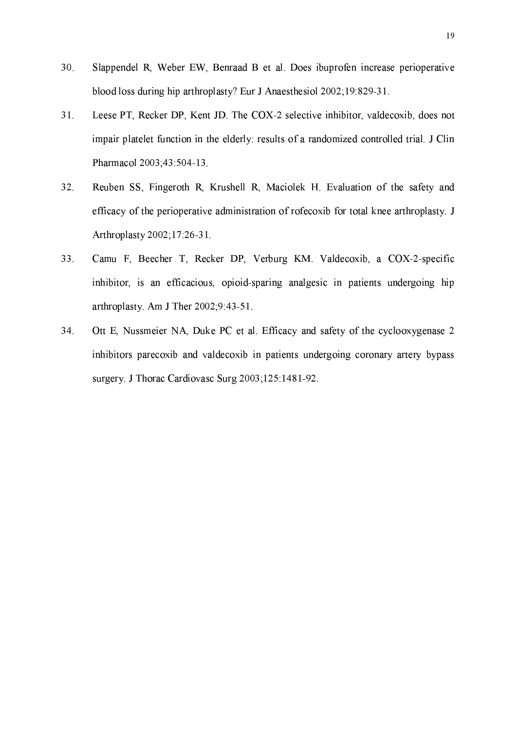30. Slappendel R, Weber EW, Benraad B et al. Does ibuprofen increase perioperative blood loss during hip arthroplasty? Eur J Anaesthesiol 2002;19:829-31.

31. Leese PT, Recker DP, Kent JD. The COX-2 selective inhibitor, valdecoxib, does not impair platelet function in the elderly: results of a randomized controlled trial. J Clin Pharmacol 2003;43:504-13.

32. Reuben SS, Fingeroth R, Krushell R, Maciolek H. Evaluation of the safety and efficacy of the perioperative administration of rofecoxib for total knee arthroplasty. J Arthroplasty 2002;17:26-31.

33. Camu F, Beecher T, Recker DP, Verburg KM. Valdecoxib, a COX-2-specific inhibitor, is an efficacious, opioid-sparing analgesic in patients undergoing hip arthroplasty. Am J Ther 2002;9:43-51.

34. Ott E, Nussmeier NA, Duke PC et al. Efficacy and safety of the cyclooxygenase 2 inhibitors parecoxib and valdecoxib in patients undergoing coronary artery bypass surgery. J Thorac Cardiovasc Surg 2003;125:1481-92.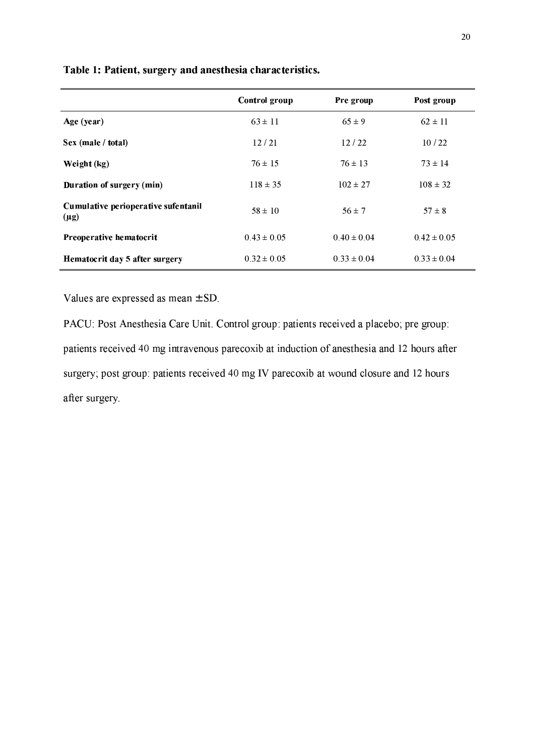**Table 1: Patient, surgery and anesthesia characteristics.**

| | Control group | Pre group | Post group |
|---|---|---|---|
| **Age (year)** | 63 ± 11 | 65 ± 9 | 62 ± 11 |
| **Sex (male / total)** | 12 / 21 | 12 / 22 | 10 / 22 |
| **Weight (kg)** | 76 ± 15 | 76 ± 13 | 73 ± 14 |
| **Duration of surgery (min)** | 118 ± 35 | 102 ± 27 | 108 ± 32 |
| **Cumulative perioperative sufentanil (µg)** | 58 ± 10 | 56 ± 7 | 57 ± 8 |
| **Preoperative hematocrit** | 0.43 ± 0.05 | 0.40 ± 0.04 | 0.42 ± 0.05 |
| **Hematocrit day 5 after surgery** | 0.32 ± 0.05 | 0.33 ± 0.04 | 0.33 ± 0.04 |

Values are expressed as mean ± SD.

PACU: Post Anesthesia Care Unit. Control group: patients received a placebo; pre group: patients received 40 mg intravenous parecoxib at induction of anesthesia and 12 hours after surgery; post group: patients received 40 mg IV parecoxib at wound closure and 12 hours after surgery.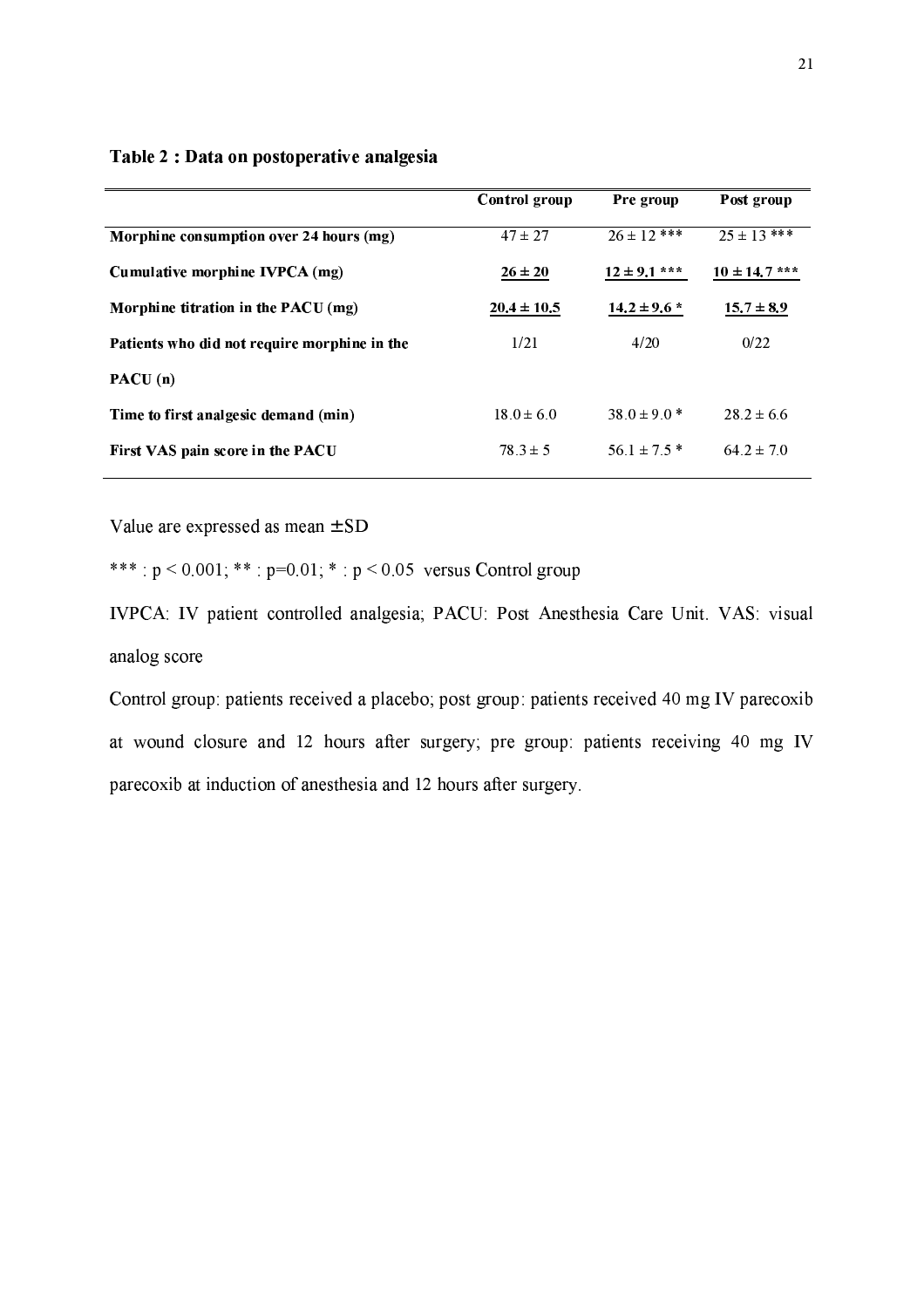**Table 2 : Data on postoperative analgesia**

| | Control group | Pre group | Post group |
|---|---|---|---|
| **Morphine consumption over 24 hours (mg)** | 47 ± 27 | 26 ± 12 *** | 25 ± 13 *** |
| **Cumulative morphine IVPCA (mg)** | 26 ± 20 | 12 ± 9.1 *** | 10 ± 14.7 *** |
| **Morphine titration in the PACU (mg)** | 20.4 ± 10.5 | 14.2 ± 9.6 * | 15.7 ± 8.9 |
| **Patients who did not require morphine in the PACU (n)** | 1/21 | 4/20 | 0/22 |
| **Time to first analgesic demand (min)** | 18.0 ± 6.0 | 38.0 ± 9.0 * | 28.2 ± 6.6 |
| **First VAS pain score in the PACU** | 78.3 ± 5 | 56.1 ± 7.5 * | 64.2 ± 7.0 |

Value are expressed as mean ± SD

*** : $p < 0.001$; ** : $p = 0.01$; * : $p < 0.05$ versus Control group

IVPCA: IV patient controlled analgesia; PACU: Post Anesthesia Care Unit. VAS: visual analog score

Control group: patients received a placebo; post group: patients received 40 mg IV parecoxib at wound closure and 12 hours after surgery; pre group: patients receiving 40 mg IV parecoxib at induction of anesthesia and 12 hours after surgery.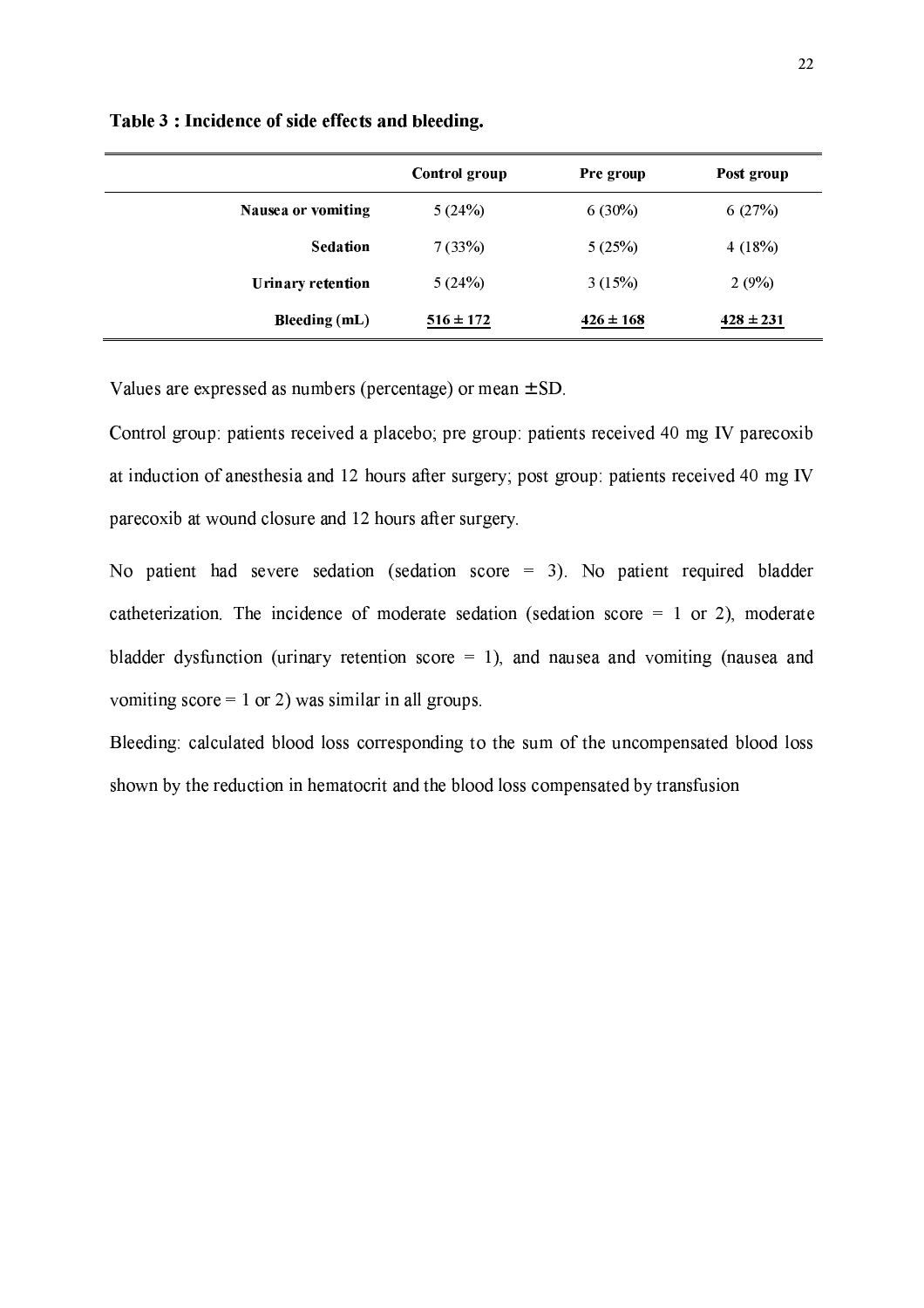**Table 3 : Incidence of side effects and bleeding.**

| | Control group | Pre group | Post group |
|---|---|---|---|
| **Nausea or vomiting** | 5 (24%) | 6 (30%) | 6 (27%) |
| **Sedation** | 7 (33%) | 5 (25%) | 4 (18%) |
| **Urinary retention** | 5 (24%) | 3 (15%) | 2 (9%) |
| **Bleeding (mL)** | **516 ± 172** | **426 ± 168** | **428 ± 231** |

Values are expressed as numbers (percentage) or mean ± SD.

Control group: patients received a placebo; pre group: patients received 40 mg IV parecoxib at induction of anesthesia and 12 hours after surgery; post group: patients received 40 mg IV parecoxib at wound closure and 12 hours after surgery.

No patient had severe sedation (sedation score = 3). No patient required bladder catheterization. The incidence of moderate sedation (sedation score = 1 or 2), moderate bladder dysfunction (urinary retention score = 1), and nausea and vomiting (nausea and vomiting score = 1 or 2) was similar in all groups.

Bleeding: calculated blood loss corresponding to the sum of the uncompensated blood loss shown by the reduction in hematocrit and the blood loss compensated by transfusion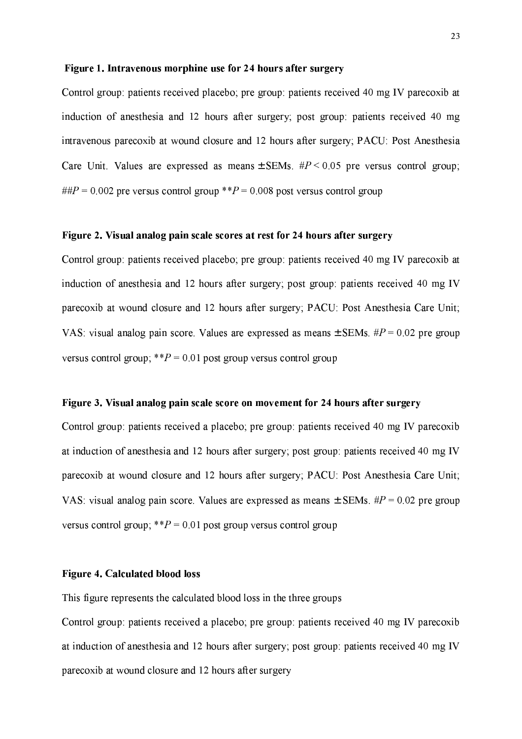**Figure 1. Intravenous morphine use for 24 hours after surgery**

Control group: patients received placebo; pre group: patients received 40 mg IV parecoxib at induction of anesthesia and 12 hours after surgery; post group: patients received 40 mg intravenous parecoxib at wound closure and 12 hours after surgery; PACU: Post Anesthesia Care Unit. Values are expressed as means ± SEMs. #$P < 0.05$ pre versus control group; ##$P = 0.002$ pre versus control group **$P = 0.008$ post versus control group

**Figure 2. Visual analog pain scale scores at rest for 24 hours after surgery**

Control group: patients received placebo; pre group: patients received 40 mg IV parecoxib at induction of anesthesia and 12 hours after surgery; post group: patients received 40 mg IV parecoxib at wound closure and 12 hours after surgery; PACU: Post Anesthesia Care Unit; VAS: visual analog pain score. Values are expressed as means ± SEMs. #$P = 0.02$ pre group versus control group; **$P = 0.01$ post group versus control group

**Figure 3. Visual analog pain scale score on movement for 24 hours after surgery**

Control group: patients received a placebo; pre group: patients received 40 mg IV parecoxib at induction of anesthesia and 12 hours after surgery; post group: patients received 40 mg IV parecoxib at wound closure and 12 hours after surgery; PACU: Post Anesthesia Care Unit; VAS: visual analog pain score. Values are expressed as means ± SEMs. #$P = 0.02$ pre group versus control group; **$P = 0.01$ post group versus control group

**Figure 4. Calculated blood loss**

This figure represents the calculated blood loss in the three groups

Control group: patients received a placebo; pre group: patients received 40 mg IV parecoxib at induction of anesthesia and 12 hours after surgery; post group: patients received 40 mg IV parecoxib at wound closure and 12 hours after surgery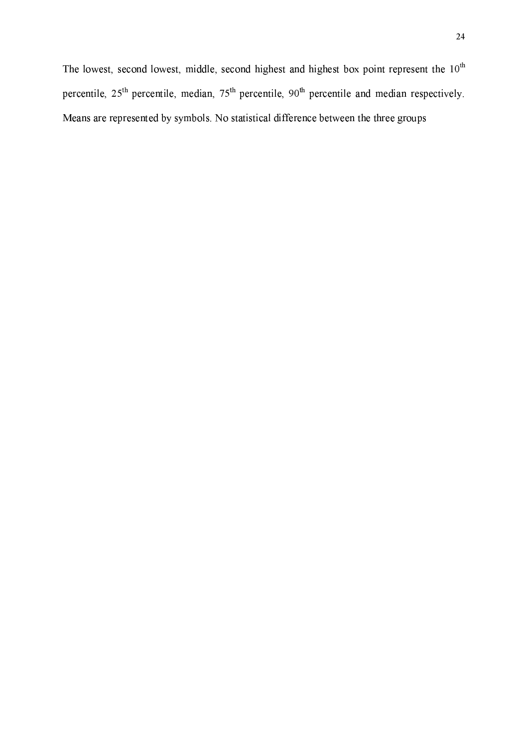The lowest, second lowest, middle, second highest and highest box point represent the $10^{th}$ percentile, $25^{th}$ percentile, median, $75^{th}$ percentile, $90^{th}$ percentile and median respectively. Means are represented by symbols. No statistical difference between the three groups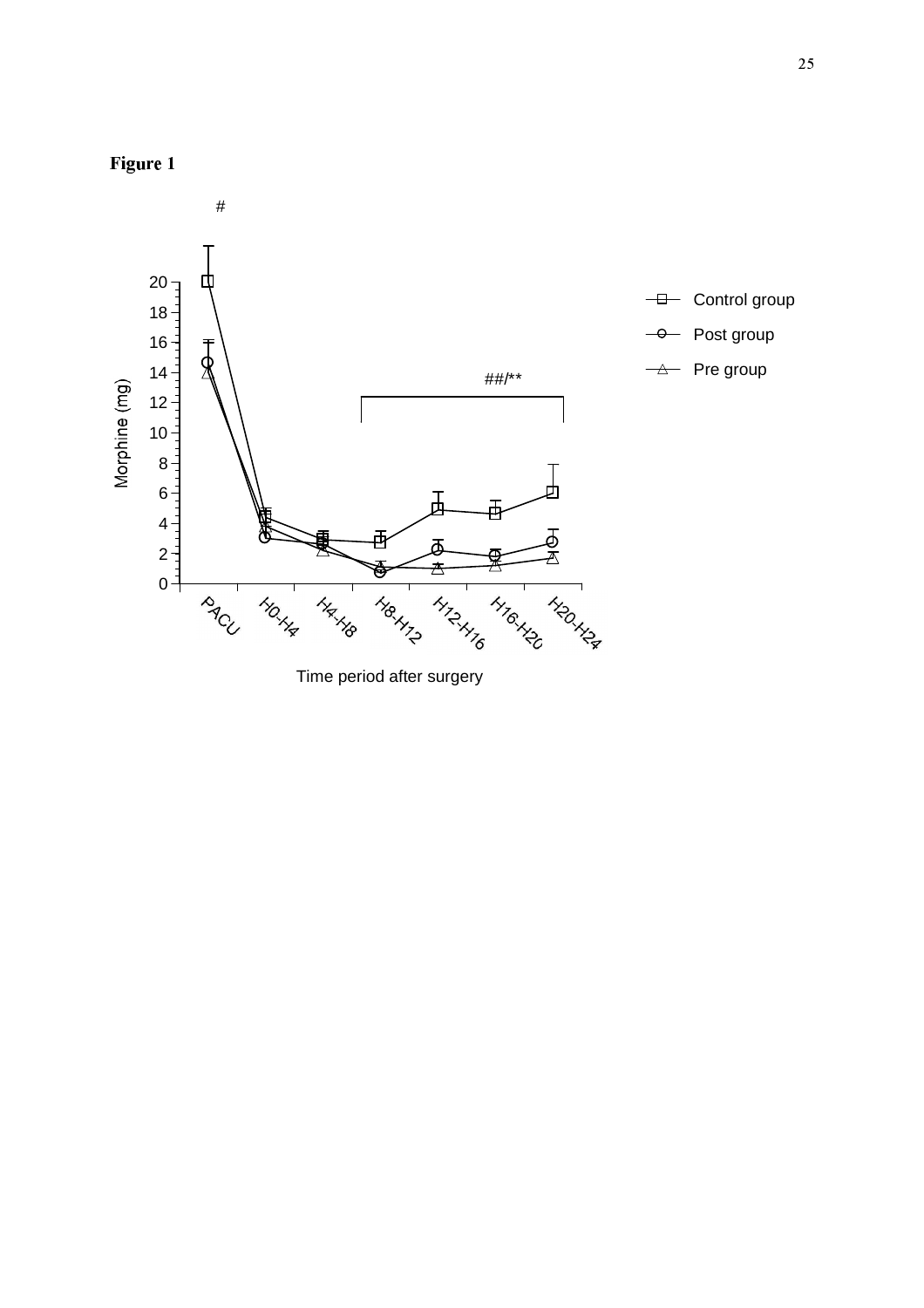**Figure 1**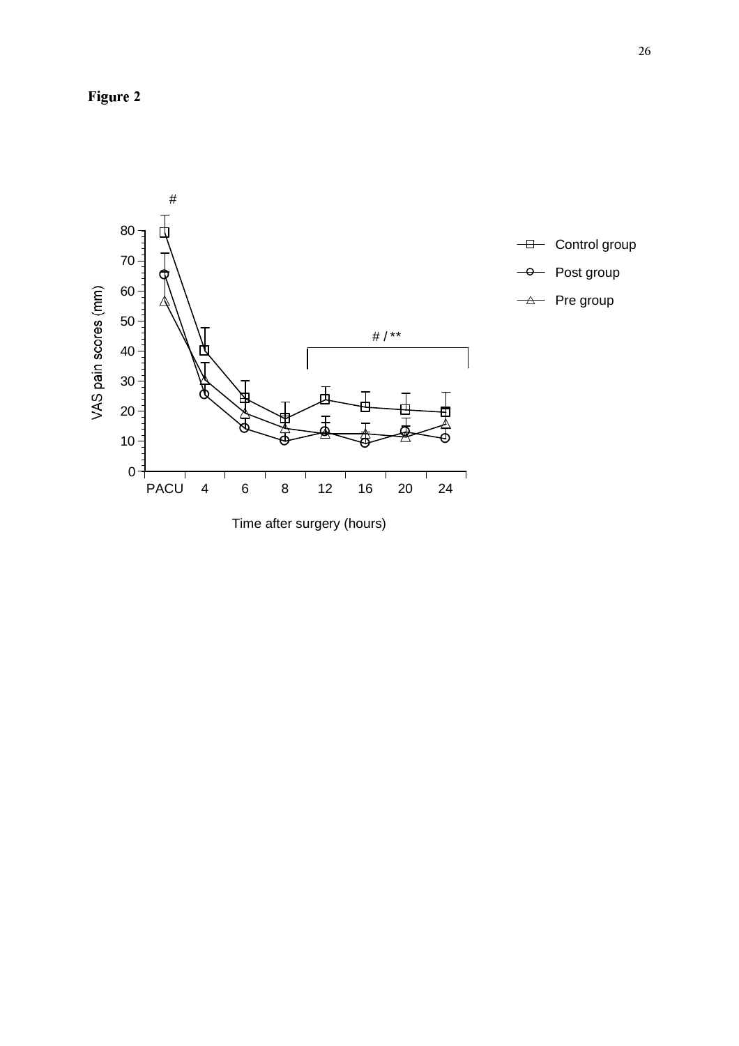**Figure 2**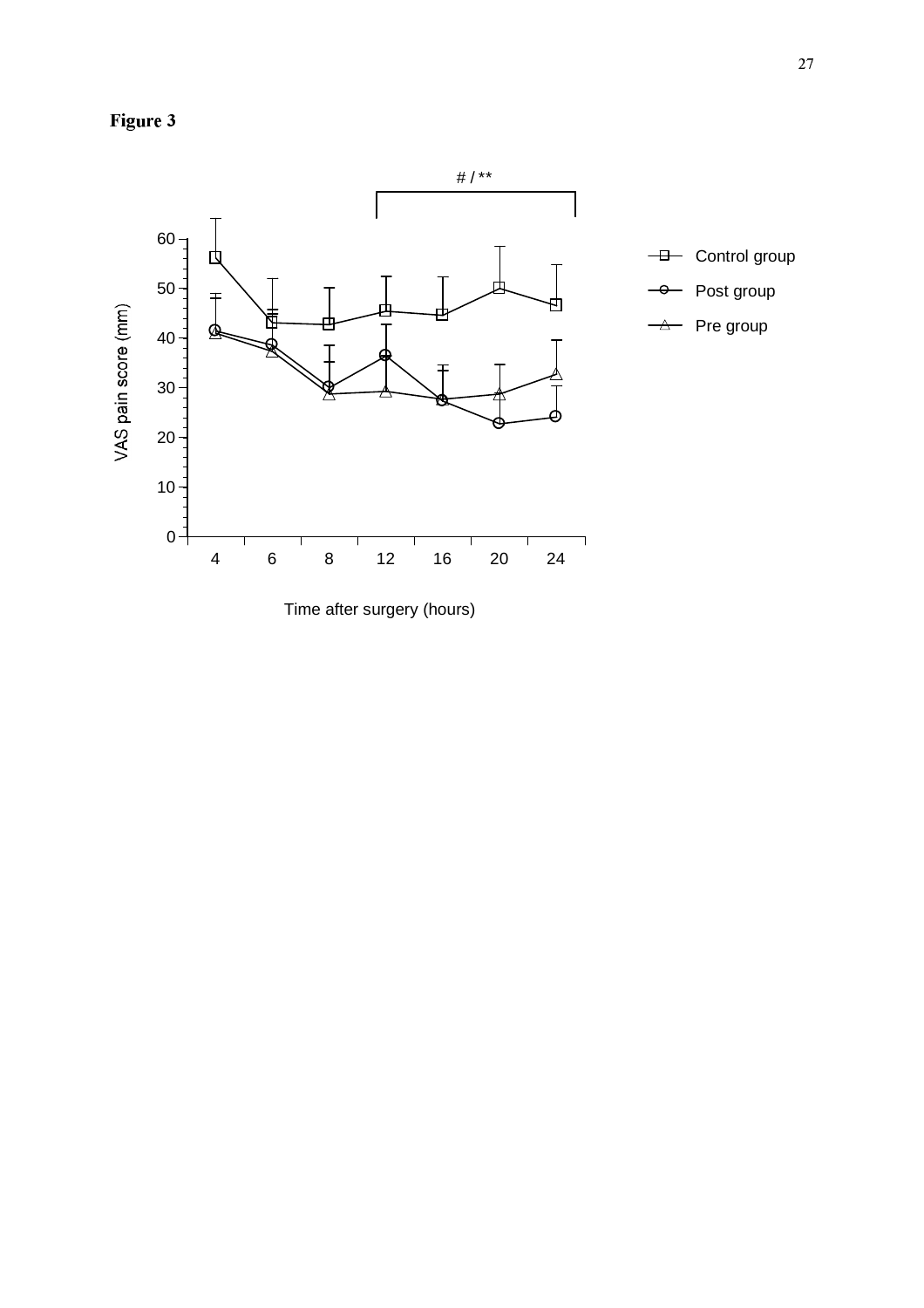**Figure 3**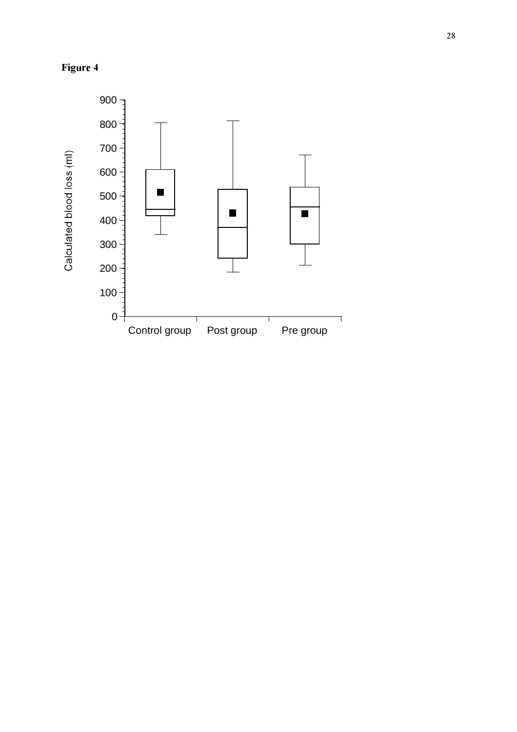**Figure 4**

Calculated blood loss (ml)

900
800
700
600
500
400
300
200
100
0

Control group
Post group
Pre group